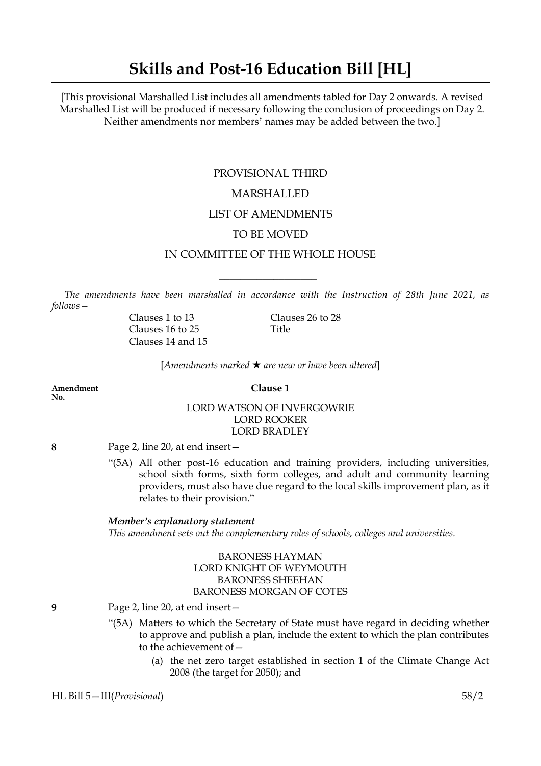# Skills and Post-16 Education Bill [HL]

[This provisional Marshalled List includes all amendments tabled for Day 2 onwards. A revised Marshalled List will be produced if necessary following the conclusion of proceedings on Day 2. Neither amendments nor members' names may be added between the two.]

PROVISIONAL THIRD

MARSHALLED

LIST OF AMENDMENTS

TO BE MOVED

IN COMMITTEE OF THE WHOLE HOUSE

---

*The amendments have been marshalled in accordance with the Instruction of 28th June 2021, as follows—*

Clauses 1 to 13
Clauses 16 to 25
Clauses 14 and 15
Clauses 26 to 28
Title

[*Amendments marked ★ are new or have been altered*]

**Amendment No.**

**Clause 1**

LORD WATSON OF INVERGOWRIE
LORD ROOKER
LORD BRADLEY

**8** Page 2, line 20, at end insert—

"(5A) All other post-16 education and training providers, including universities, school sixth forms, sixth form colleges, and adult and community learning providers, must also have due regard to the local skills improvement plan, as it relates to their provision."

***Member's explanatory statement***
*This amendment sets out the complementary roles of schools, colleges and universities.*

BARONESS HAYMAN
LORD KNIGHT OF WEYMOUTH
BARONESS SHEEHAN
BARONESS MORGAN OF COTES

**9** Page 2, line 20, at end insert—

"(5A) Matters to which the Secretary of State must have regard in deciding whether to approve and publish a plan, include the extent to which the plan contributes to the achievement of—

(a) the net zero target established in section 1 of the Climate Change Act 2008 (the target for 2050); and

HL Bill 5—III(*Provisional*) 58/2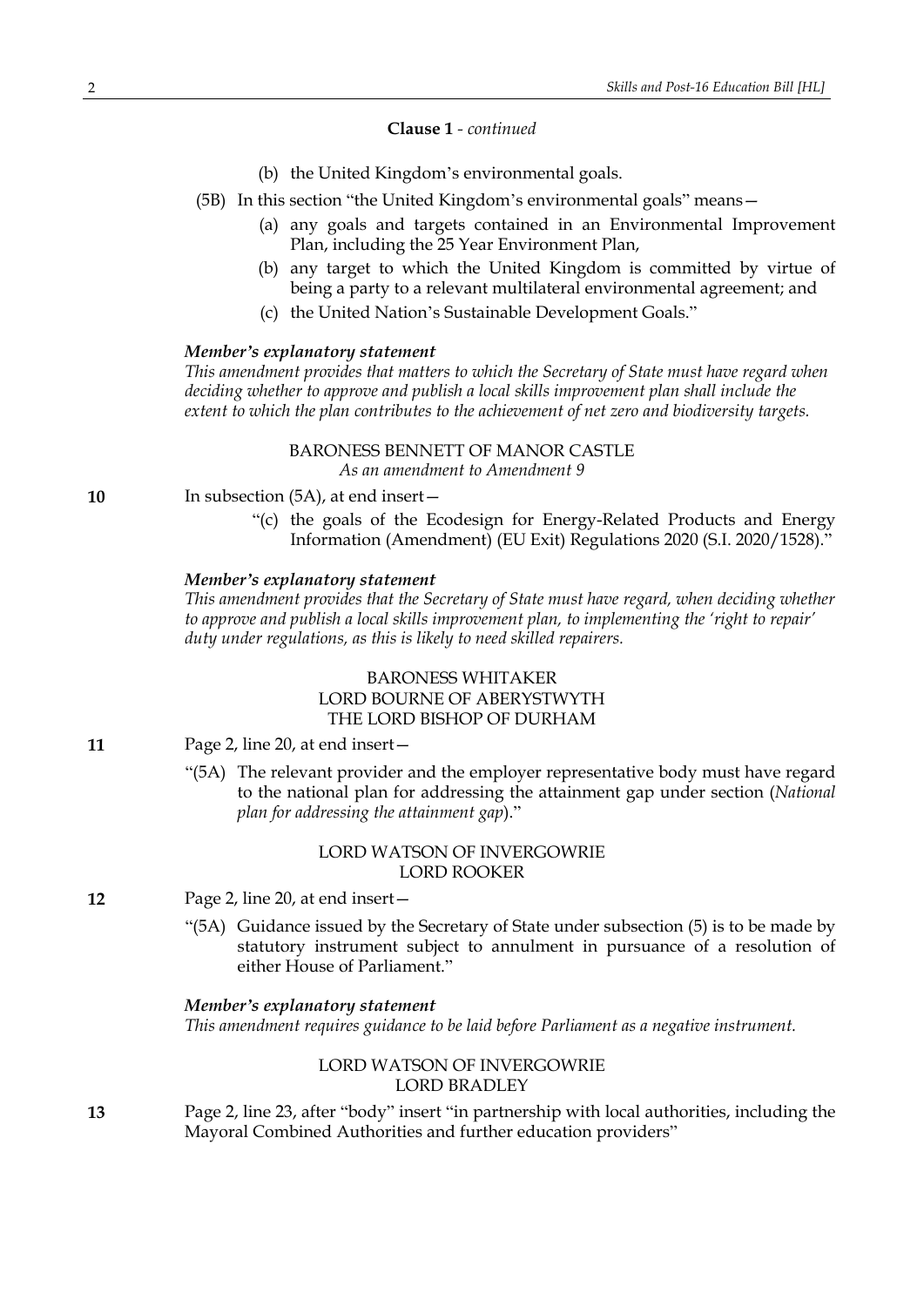**Clause 1** - *continued*

(b) the United Kingdom's environmental goals.

(5B) In this section "the United Kingdom's environmental goals" means—

(a) any goals and targets contained in an Environmental Improvement Plan, including the 25 Year Environment Plan,

(b) any target to which the United Kingdom is committed by virtue of being a party to a relevant multilateral environmental agreement; and

(c) the United Nation's Sustainable Development Goals."

***Member's explanatory statement***

*This amendment provides that matters to which the Secretary of State must have regard when deciding whether to approve and publish a local skills improvement plan shall include the extent to which the plan contributes to the achievement of net zero and biodiversity targets.*

BARONESS BENNETT OF MANOR CASTLE

*As an amendment to Amendment 9*

**10** In subsection (5A), at end insert—

"(c) the goals of the Ecodesign for Energy-Related Products and Energy Information (Amendment) (EU Exit) Regulations 2020 (S.I. 2020/1528)."

***Member's explanatory statement***

*This amendment provides that the Secretary of State must have regard, when deciding whether to approve and publish a local skills improvement plan, to implementing the 'right to repair' duty under regulations, as this is likely to need skilled repairers.*

BARONESS WHITAKER
LORD BOURNE OF ABERYSTWYTH
THE LORD BISHOP OF DURHAM

**11** Page 2, line 20, at end insert—

"(5A) The relevant provider and the employer representative body must have regard to the national plan for addressing the attainment gap under section (*National plan for addressing the attainment gap*)."

LORD WATSON OF INVERGOWRIE
LORD ROOKER

**12** Page 2, line 20, at end insert—

"(5A) Guidance issued by the Secretary of State under subsection (5) is to be made by statutory instrument subject to annulment in pursuance of a resolution of either House of Parliament."

***Member's explanatory statement***

*This amendment requires guidance to be laid before Parliament as a negative instrument.*

LORD WATSON OF INVERGOWRIE
LORD BRADLEY

**13** Page 2, line 23, after "body" insert "in partnership with local authorities, including the Mayoral Combined Authorities and further education providers"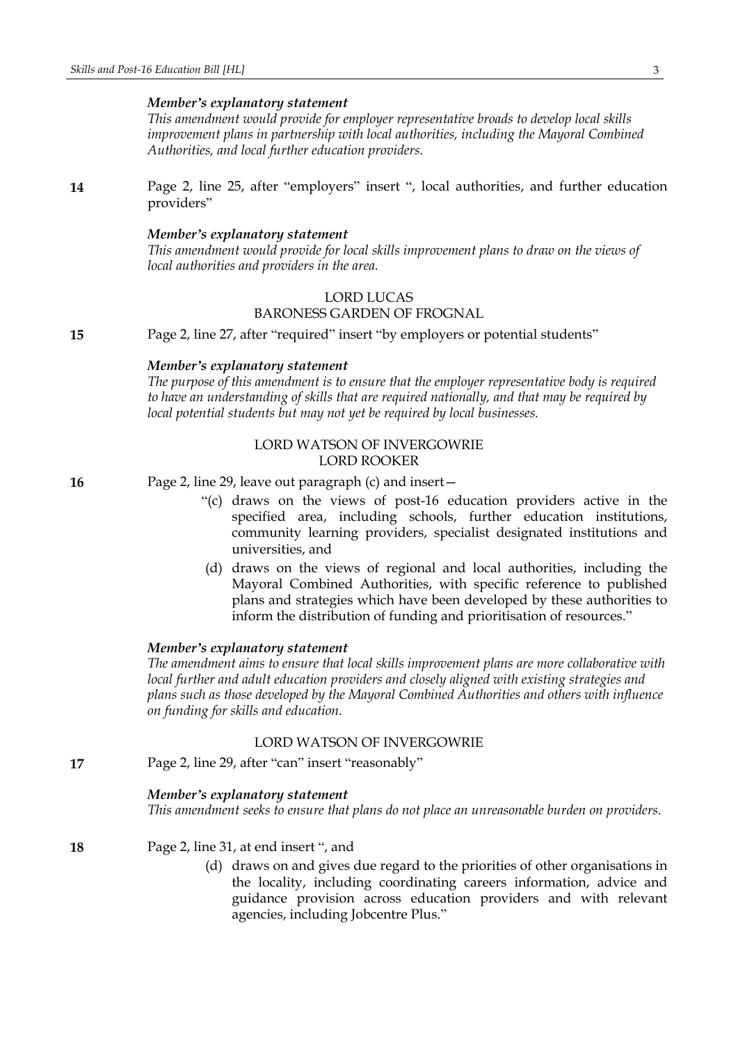***Member's explanatory statement***

*This amendment would provide for employer representative broads to develop local skills improvement plans in partnership with local authorities, including the Mayoral Combined Authorities, and local further education providers.*

**14** Page 2, line 25, after "employers" insert ", local authorities, and further education providers"

***Member's explanatory statement***

*This amendment would provide for local skills improvement plans to draw on the views of local authorities and providers in the area.*

LORD LUCAS
BARONESS GARDEN OF FROGNAL

**15** Page 2, line 27, after "required" insert "by employers or potential students"

***Member's explanatory statement***

*The purpose of this amendment is to ensure that the employer representative body is required to have an understanding of skills that are required nationally, and that may be required by local potential students but may not yet be required by local businesses.*

LORD WATSON OF INVERGOWRIE
LORD ROOKER

**16** Page 2, line 29, leave out paragraph (c) and insert—

"(c) draws on the views of post-16 education providers active in the specified area, including schools, further education institutions, community learning providers, specialist designated institutions and universities, and

(d) draws on the views of regional and local authorities, including the Mayoral Combined Authorities, with specific reference to published plans and strategies which have been developed by these authorities to inform the distribution of funding and prioritisation of resources."

***Member's explanatory statement***

*The amendment aims to ensure that local skills improvement plans are more collaborative with local further and adult education providers and closely aligned with existing strategies and plans such as those developed by the Mayoral Combined Authorities and others with influence on funding for skills and education.*

LORD WATSON OF INVERGOWRIE

**17** Page 2, line 29, after "can" insert "reasonably"

***Member's explanatory statement***

*This amendment seeks to ensure that plans do not place an unreasonable burden on providers.*

**18** Page 2, line 31, at end insert ", and

(d) draws on and gives due regard to the priorities of other organisations in the locality, including coordinating careers information, advice and guidance provision across education providers and with relevant agencies, including Jobcentre Plus."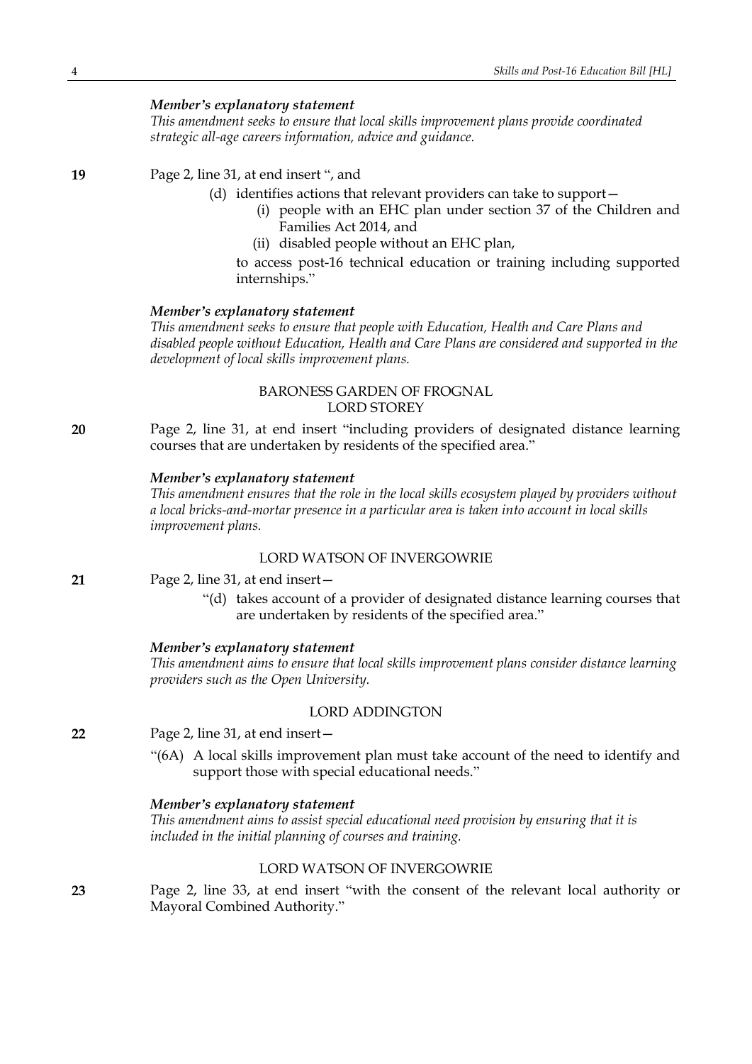***Member's explanatory statement***
*This amendment seeks to ensure that local skills improvement plans provide coordinated strategic all-age careers information, advice and guidance.*

**19** Page 2, line 31, at end insert ", and

(d) identifies actions that relevant providers can take to support—

(i) people with an EHC plan under section 37 of the Children and Families Act 2014, and

(ii) disabled people without an EHC plan,

to access post-16 technical education or training including supported internships."

***Member's explanatory statement***
*This amendment seeks to ensure that people with Education, Health and Care Plans and disabled people without Education, Health and Care Plans are considered and supported in the development of local skills improvement plans.*

BARONESS GARDEN OF FROGNAL
LORD STOREY

**20** Page 2, line 31, at end insert "including providers of designated distance learning courses that are undertaken by residents of the specified area."

***Member's explanatory statement***
*This amendment ensures that the role in the local skills ecosystem played by providers without a local bricks-and-mortar presence in a particular area is taken into account in local skills improvement plans.*

LORD WATSON OF INVERGOWRIE

**21** Page 2, line 31, at end insert—

"(d) takes account of a provider of designated distance learning courses that are undertaken by residents of the specified area."

***Member's explanatory statement***
*This amendment aims to ensure that local skills improvement plans consider distance learning providers such as the Open University.*

LORD ADDINGTON

**22** Page 2, line 31, at end insert—

"(6A) A local skills improvement plan must take account of the need to identify and support those with special educational needs."

***Member's explanatory statement***
*This amendment aims to assist special educational need provision by ensuring that it is included in the initial planning of courses and training.*

LORD WATSON OF INVERGOWRIE

**23** Page 2, line 33, at end insert "with the consent of the relevant local authority or Mayoral Combined Authority."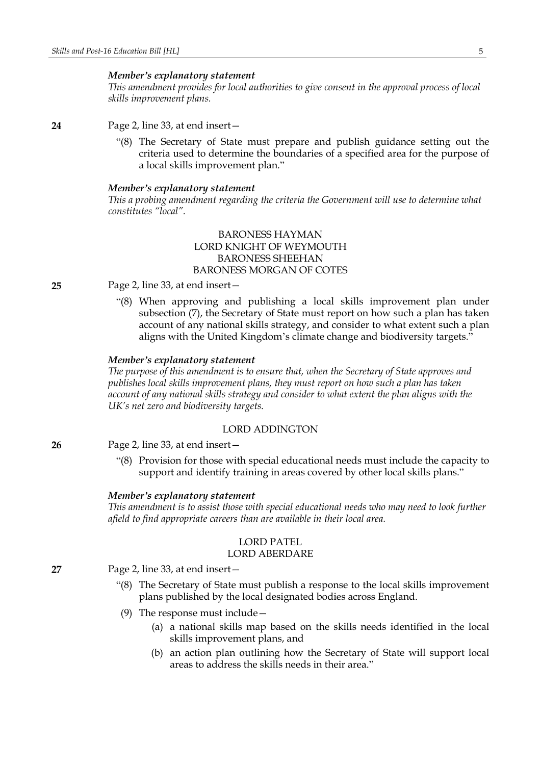*Member's explanatory statement*

*This amendment provides for local authorities to give consent in the approval process of local skills improvement plans.*

**24** Page 2, line 33, at end insert—

"(8) The Secretary of State must prepare and publish guidance setting out the criteria used to determine the boundaries of a specified area for the purpose of a local skills improvement plan."

*Member's explanatory statement*

*This a probing amendment regarding the criteria the Government will use to determine what constitutes "local".*

BARONESS HAYMAN
LORD KNIGHT OF WEYMOUTH
BARONESS SHEEHAN
BARONESS MORGAN OF COTES

**25** Page 2, line 33, at end insert—

"(8) When approving and publishing a local skills improvement plan under subsection (7), the Secretary of State must report on how such a plan has taken account of any national skills strategy, and consider to what extent such a plan aligns with the United Kingdom's climate change and biodiversity targets."

*Member's explanatory statement*

*The purpose of this amendment is to ensure that, when the Secretary of State approves and publishes local skills improvement plans, they must report on how such a plan has taken account of any national skills strategy and consider to what extent the plan aligns with the UK's net zero and biodiversity targets.*

LORD ADDINGTON

**26** Page 2, line 33, at end insert—

"(8) Provision for those with special educational needs must include the capacity to support and identify training in areas covered by other local skills plans."

*Member's explanatory statement*

*This amendment is to assist those with special educational needs who may need to look further afield to find appropriate careers than are available in their local area.*

LORD PATEL
LORD ABERDARE

**27** Page 2, line 33, at end insert—

"(8) The Secretary of State must publish a response to the local skills improvement plans published by the local designated bodies across England.

(9) The response must include—

(a) a national skills map based on the skills needs identified in the local skills improvement plans, and

(b) an action plan outlining how the Secretary of State will support local areas to address the skills needs in their area."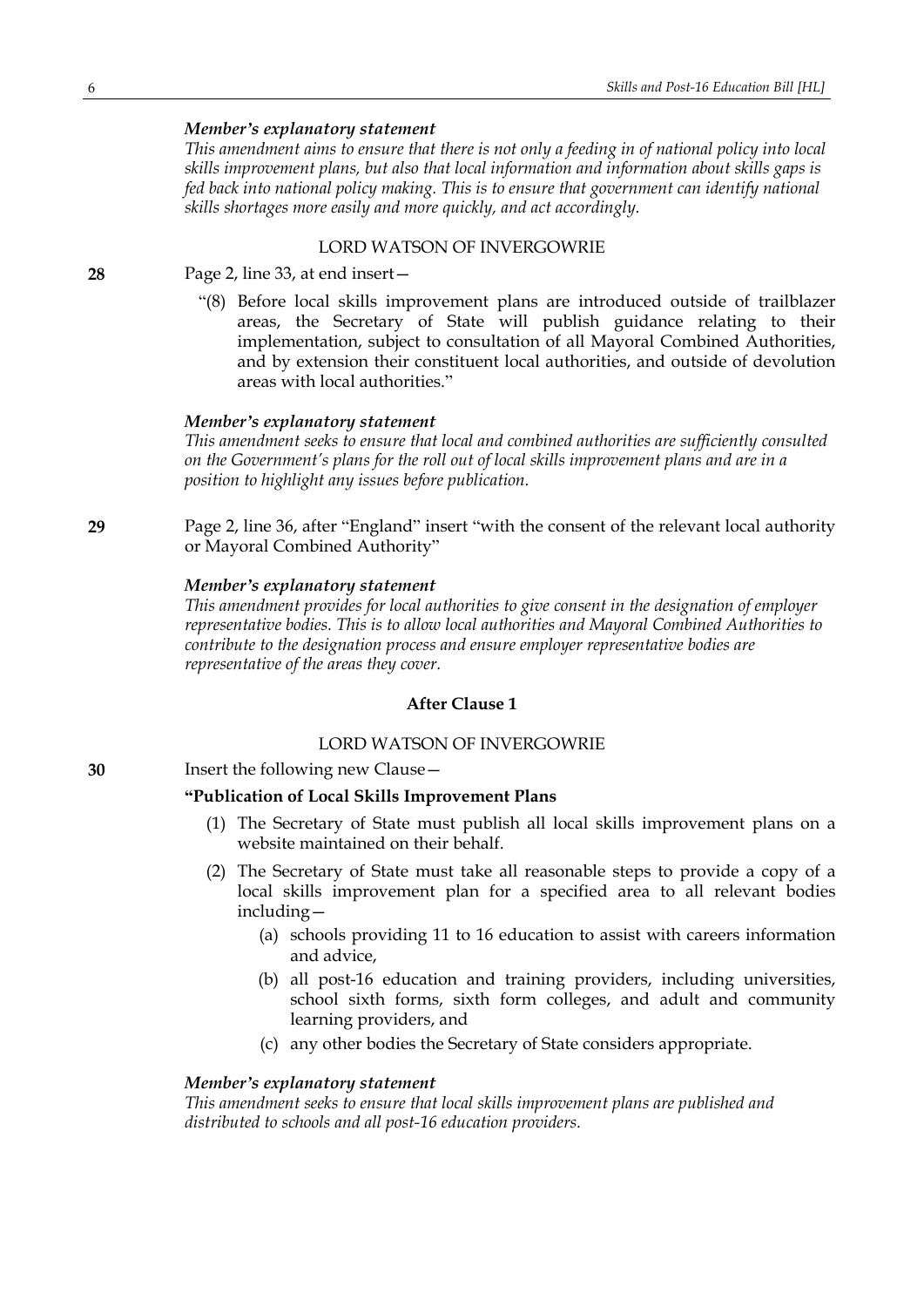*Member's explanatory statement*

*This amendment aims to ensure that there is not only a feeding in of national policy into local skills improvement plans, but also that local information and information about skills gaps is fed back into national policy making. This is to ensure that government can identify national skills shortages more easily and more quickly, and act accordingly.*

LORD WATSON OF INVERGOWRIE

**28** Page 2, line 33, at end insert—

"(8) Before local skills improvement plans are introduced outside of trailblazer areas, the Secretary of State will publish guidance relating to their implementation, subject to consultation of all Mayoral Combined Authorities, and by extension their constituent local authorities, and outside of devolution areas with local authorities."

*Member's explanatory statement*

*This amendment seeks to ensure that local and combined authorities are sufficiently consulted on the Government's plans for the roll out of local skills improvement plans and are in a position to highlight any issues before publication.*

**29** Page 2, line 36, after "England" insert "with the consent of the relevant local authority or Mayoral Combined Authority"

*Member's explanatory statement*

*This amendment provides for local authorities to give consent in the designation of employer representative bodies. This is to allow local authorities and Mayoral Combined Authorities to contribute to the designation process and ensure employer representative bodies are representative of the areas they cover.*

**After Clause 1**

LORD WATSON OF INVERGOWRIE

**30** Insert the following new Clause—

**"Publication of Local Skills Improvement Plans**

(1) The Secretary of State must publish all local skills improvement plans on a website maintained on their behalf.

(2) The Secretary of State must take all reasonable steps to provide a copy of a local skills improvement plan for a specified area to all relevant bodies including—

(a) schools providing 11 to 16 education to assist with careers information and advice,

(b) all post-16 education and training providers, including universities, school sixth forms, sixth form colleges, and adult and community learning providers, and

(c) any other bodies the Secretary of State considers appropriate.

*Member's explanatory statement*

*This amendment seeks to ensure that local skills improvement plans are published and distributed to schools and all post-16 education providers.*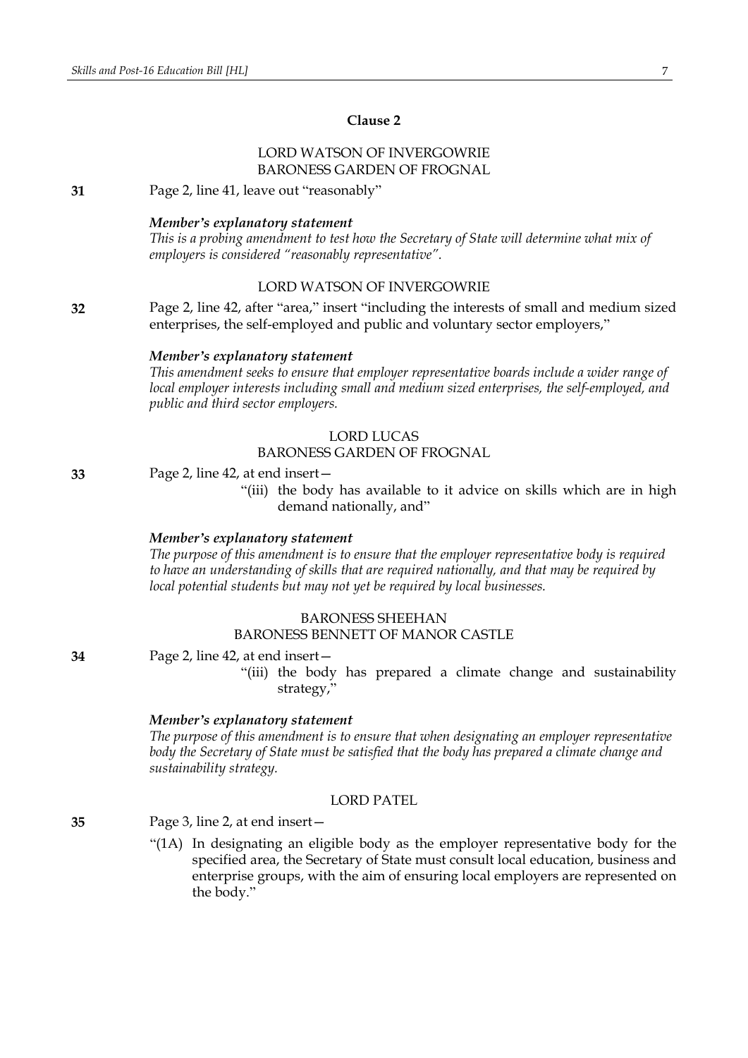## Clause 2

LORD WATSON OF INVERGOWRIE
BARONESS GARDEN OF FROGNAL

**31** Page 2, line 41, leave out "reasonably"

***Member's explanatory statement***
*This is a probing amendment to test how the Secretary of State will determine what mix of employers is considered "reasonably representative".*

LORD WATSON OF INVERGOWRIE

**32** Page 2, line 42, after "area," insert "including the interests of small and medium sized enterprises, the self-employed and public and voluntary sector employers,"

***Member's explanatory statement***
*This amendment seeks to ensure that employer representative boards include a wider range of local employer interests including small and medium sized enterprises, the self-employed, and public and third sector employers.*

LORD LUCAS
BARONESS GARDEN OF FROGNAL

**33** Page 2, line 42, at end insert—

"(iii) the body has available to it advice on skills which are in high demand nationally, and"

***Member's explanatory statement***
*The purpose of this amendment is to ensure that the employer representative body is required to have an understanding of skills that are required nationally, and that may be required by local potential students but may not yet be required by local businesses.*

BARONESS SHEEHAN
BARONESS BENNETT OF MANOR CASTLE

**34** Page 2, line 42, at end insert—

"(iii) the body has prepared a climate change and sustainability strategy,"

***Member's explanatory statement***
*The purpose of this amendment is to ensure that when designating an employer representative body the Secretary of State must be satisfied that the body has prepared a climate change and sustainability strategy.*

LORD PATEL

**35** Page 3, line 2, at end insert—

"(1A) In designating an eligible body as the employer representative body for the specified area, the Secretary of State must consult local education, business and enterprise groups, with the aim of ensuring local employers are represented on the body."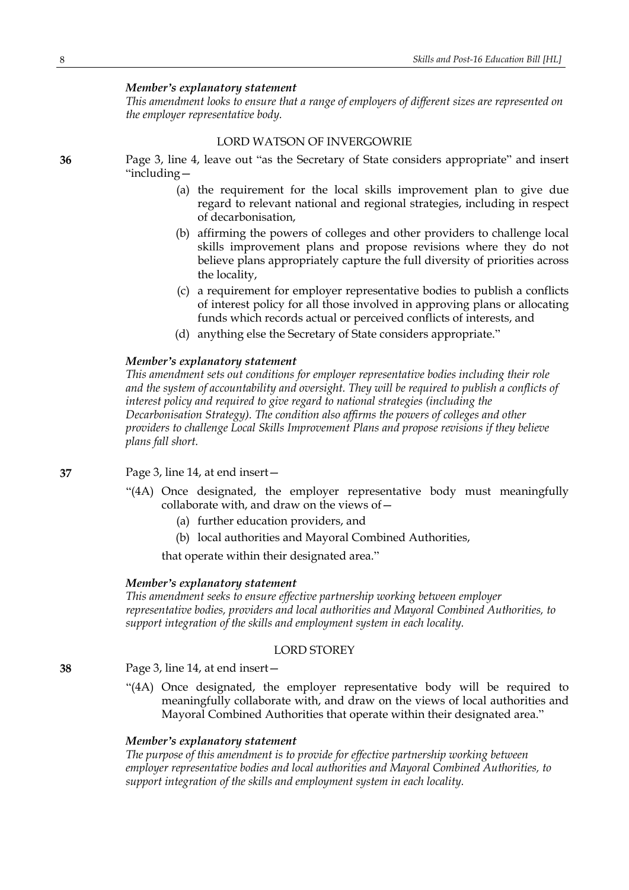***Member's explanatory statement***

*This amendment looks to ensure that a range of employers of different sizes are represented on the employer representative body.*

LORD WATSON OF INVERGOWRIE

**36** Page 3, line 4, leave out "as the Secretary of State considers appropriate" and insert "including—

(a) the requirement for the local skills improvement plan to give due regard to relevant national and regional strategies, including in respect of decarbonisation,

(b) affirming the powers of colleges and other providers to challenge local skills improvement plans and propose revisions where they do not believe plans appropriately capture the full diversity of priorities across the locality,

(c) a requirement for employer representative bodies to publish a conflicts of interest policy for all those involved in approving plans or allocating funds which records actual or perceived conflicts of interests, and

(d) anything else the Secretary of State considers appropriate."

***Member's explanatory statement***

*This amendment sets out conditions for employer representative bodies including their role and the system of accountability and oversight. They will be required to publish a conflicts of interest policy and required to give regard to national strategies (including the Decarbonisation Strategy). The condition also affirms the powers of colleges and other providers to challenge Local Skills Improvement Plans and propose revisions if they believe plans fall short.*

**37** Page 3, line 14, at end insert—

"(4A) Once designated, the employer representative body must meaningfully collaborate with, and draw on the views of—

(a) further education providers, and

(b) local authorities and Mayoral Combined Authorities,

that operate within their designated area."

***Member's explanatory statement***

*This amendment seeks to ensure effective partnership working between employer representative bodies, providers and local authorities and Mayoral Combined Authorities, to support integration of the skills and employment system in each locality.*

LORD STOREY

**38** Page 3, line 14, at end insert—

"(4A) Once designated, the employer representative body will be required to meaningfully collaborate with, and draw on the views of local authorities and Mayoral Combined Authorities that operate within their designated area."

***Member's explanatory statement***

*The purpose of this amendment is to provide for effective partnership working between employer representative bodies and local authorities and Mayoral Combined Authorities, to support integration of the skills and employment system in each locality.*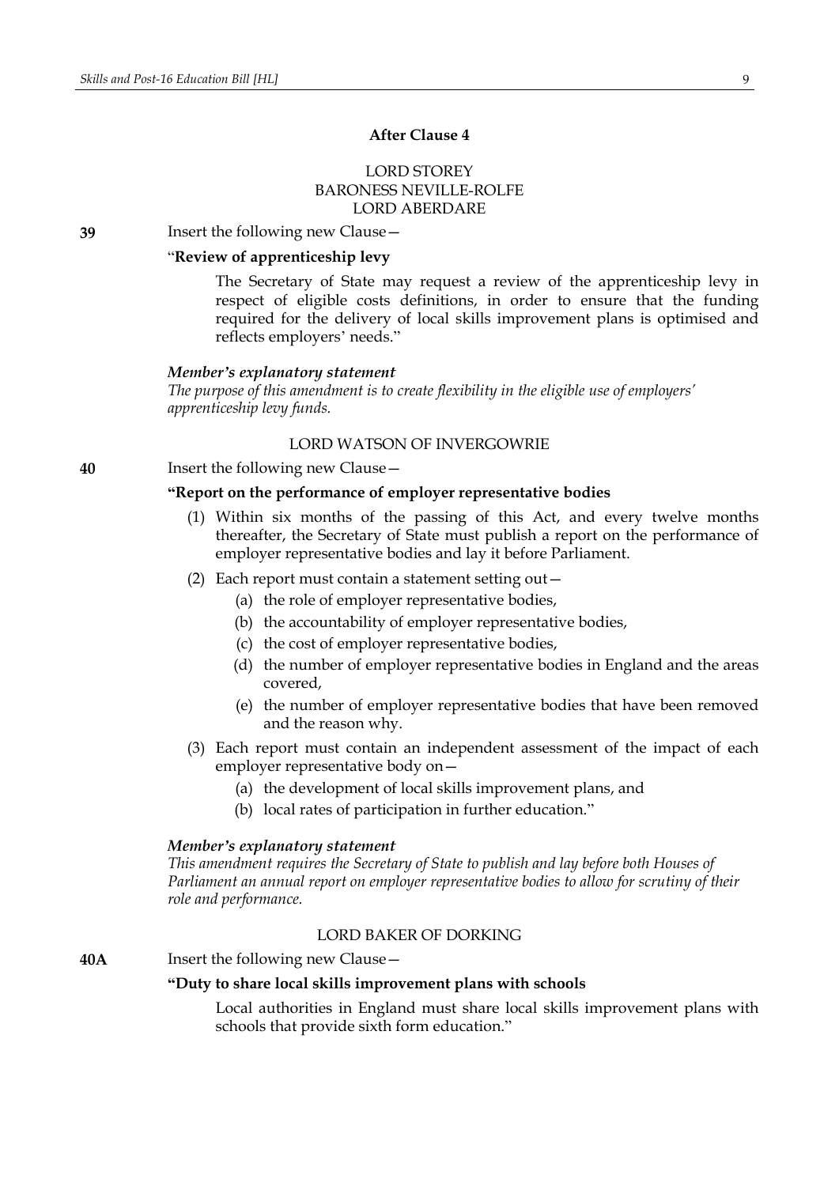**After Clause 4**

LORD STOREY
BARONESS NEVILLE-ROLFE
LORD ABERDARE

**39** Insert the following new Clause—

"**Review of apprenticeship levy**

The Secretary of State may request a review of the apprenticeship levy in respect of eligible costs definitions, in order to ensure that the funding required for the delivery of local skills improvement plans is optimised and reflects employers' needs."

***Member's explanatory statement***

*The purpose of this amendment is to create flexibility in the eligible use of employers' apprenticeship levy funds.*

LORD WATSON OF INVERGOWRIE

**40** Insert the following new Clause—

**"Report on the performance of employer representative bodies**

(1) Within six months of the passing of this Act, and every twelve months thereafter, the Secretary of State must publish a report on the performance of employer representative bodies and lay it before Parliament.

(2) Each report must contain a statement setting out—

(a) the role of employer representative bodies,

(b) the accountability of employer representative bodies,

(c) the cost of employer representative bodies,

(d) the number of employer representative bodies in England and the areas covered,

(e) the number of employer representative bodies that have been removed and the reason why.

(3) Each report must contain an independent assessment of the impact of each employer representative body on—

(a) the development of local skills improvement plans, and

(b) local rates of participation in further education."

***Member's explanatory statement***

*This amendment requires the Secretary of State to publish and lay before both Houses of Parliament an annual report on employer representative bodies to allow for scrutiny of their role and performance.*

LORD BAKER OF DORKING

**40A** Insert the following new Clause—

**"Duty to share local skills improvement plans with schools**

Local authorities in England must share local skills improvement plans with schools that provide sixth form education."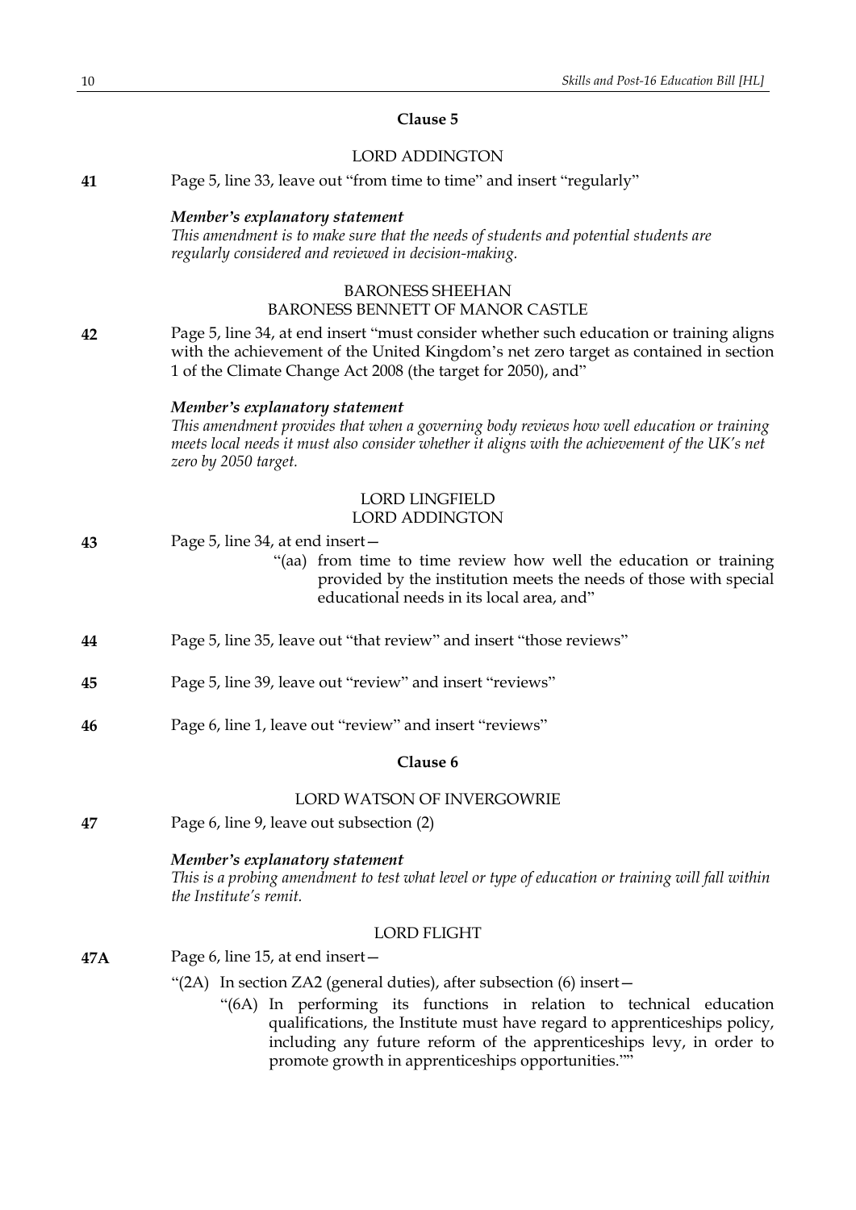## Clause 5

LORD ADDINGTON

**41** Page 5, line 33, leave out "from time to time" and insert "regularly"

***Member's explanatory statement***

*This amendment is to make sure that the needs of students and potential students are regularly considered and reviewed in decision-making.*

BARONESS SHEEHAN
BARONESS BENNETT OF MANOR CASTLE

**42** Page 5, line 34, at end insert "must consider whether such education or training aligns with the achievement of the United Kingdom's net zero target as contained in section 1 of the Climate Change Act 2008 (the target for 2050), and"

***Member's explanatory statement***

*This amendment provides that when a governing body reviews how well education or training meets local needs it must also consider whether it aligns with the achievement of the UK's net zero by 2050 target.*

LORD LINGFIELD
LORD ADDINGTON

**43** Page 5, line 34, at end insert—

"(aa) from time to time review how well the education or training provided by the institution meets the needs of those with special educational needs in its local area, and"

**44** Page 5, line 35, leave out "that review" and insert "those reviews"

**45** Page 5, line 39, leave out "review" and insert "reviews"

**46** Page 6, line 1, leave out "review" and insert "reviews"

## Clause 6

LORD WATSON OF INVERGOWRIE

**47** Page 6, line 9, leave out subsection (2)

***Member's explanatory statement***

*This is a probing amendment to test what level or type of education or training will fall within the Institute's remit.*

LORD FLIGHT

**47A** Page 6, line 15, at end insert—

"(2A) In section ZA2 (general duties), after subsection (6) insert—

"(6A) In performing its functions in relation to technical education qualifications, the Institute must have regard to apprenticeships policy, including any future reform of the apprenticeships levy, in order to promote growth in apprenticeships opportunities.""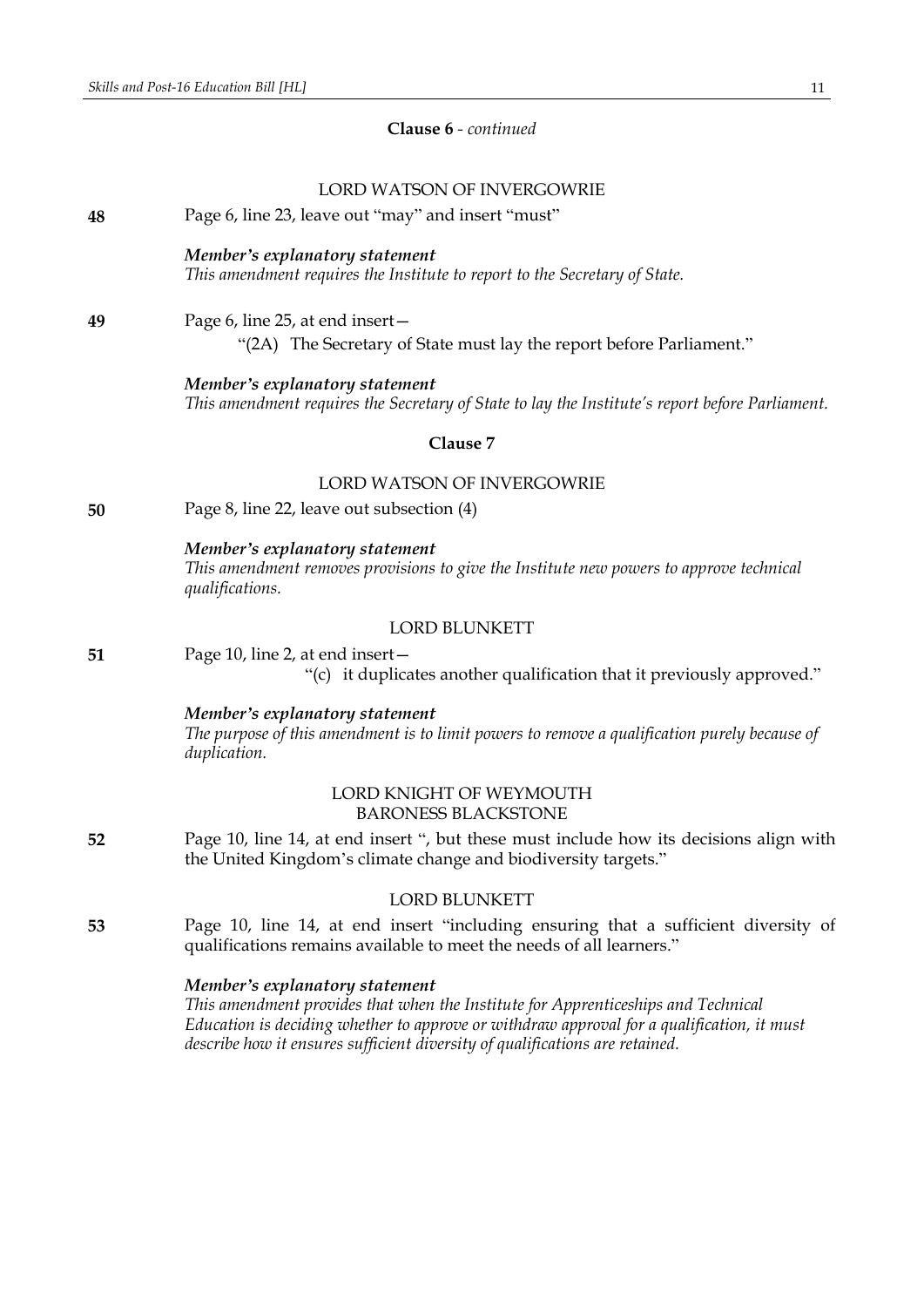**Clause 6** - *continued*

LORD WATSON OF INVERGOWRIE

**48** Page 6, line 23, leave out "may" and insert "must"

***Member's explanatory statement***
*This amendment requires the Institute to report to the Secretary of State.*

**49** Page 6, line 25, at end insert—

"(2A) The Secretary of State must lay the report before Parliament."

***Member's explanatory statement***
*This amendment requires the Secretary of State to lay the Institute's report before Parliament.*

**Clause 7**

LORD WATSON OF INVERGOWRIE

**50** Page 8, line 22, leave out subsection (4)

***Member's explanatory statement***
*This amendment removes provisions to give the Institute new powers to approve technical qualifications.*

LORD BLUNKETT

**51** Page 10, line 2, at end insert—

"(c) it duplicates another qualification that it previously approved."

***Member's explanatory statement***
*The purpose of this amendment is to limit powers to remove a qualification purely because of duplication.*

LORD KNIGHT OF WEYMOUTH
BARONESS BLACKSTONE

**52** Page 10, line 14, at end insert ", but these must include how its decisions align with the United Kingdom's climate change and biodiversity targets."

LORD BLUNKETT

**53** Page 10, line 14, at end insert "including ensuring that a sufficient diversity of qualifications remains available to meet the needs of all learners."

***Member's explanatory statement***
*This amendment provides that when the Institute for Apprenticeships and Technical Education is deciding whether to approve or withdraw approval for a qualification, it must describe how it ensures sufficient diversity of qualifications are retained.*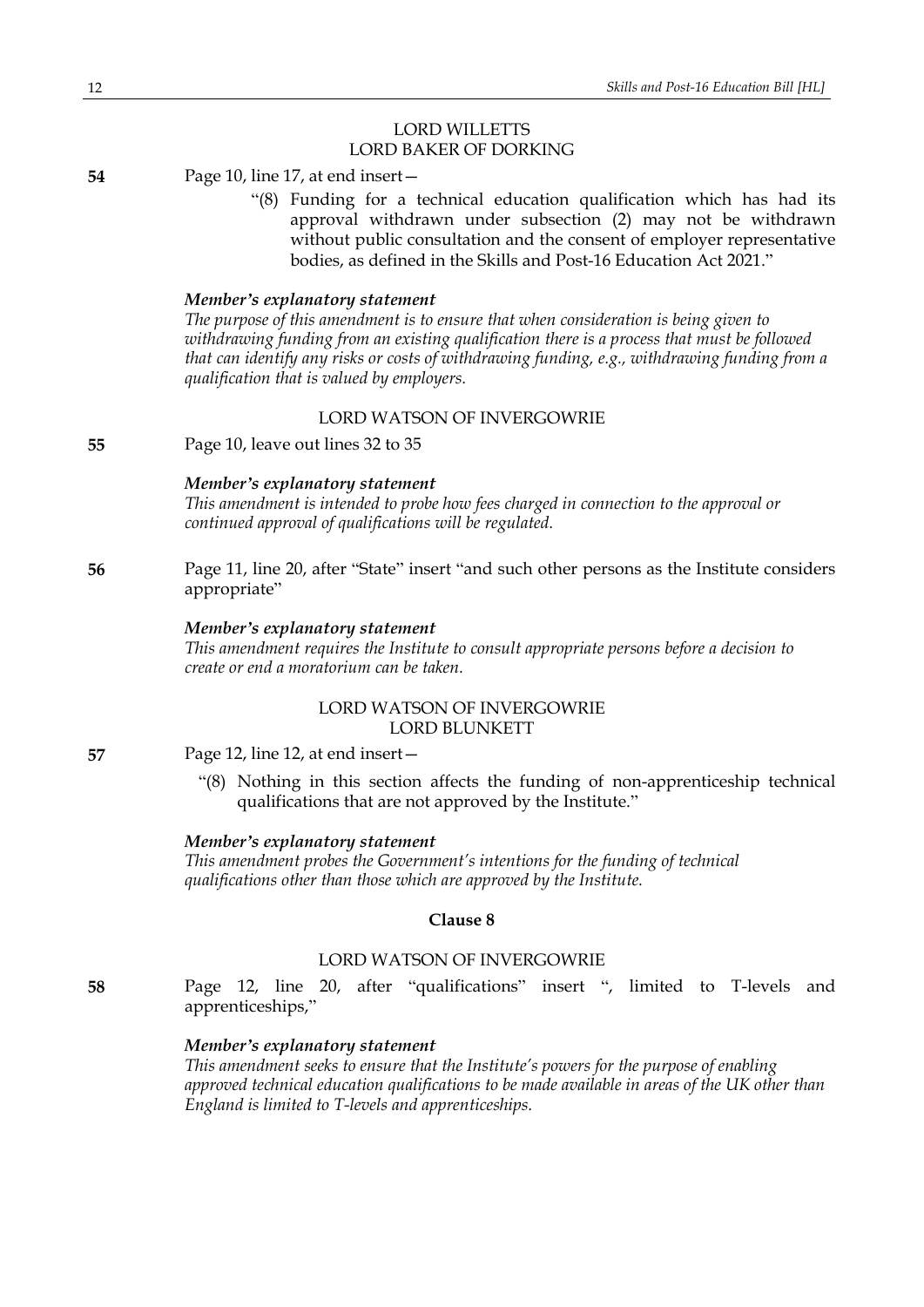LORD WILLETTS
LORD BAKER OF DORKING

**54** Page 10, line 17, at end insert—

"(8) Funding for a technical education qualification which has had its approval withdrawn under subsection (2) may not be withdrawn without public consultation and the consent of employer representative bodies, as defined in the Skills and Post-16 Education Act 2021."

***Member's explanatory statement***

*The purpose of this amendment is to ensure that when consideration is being given to withdrawing funding from an existing qualification there is a process that must be followed that can identify any risks or costs of withdrawing funding, e.g., withdrawing funding from a qualification that is valued by employers.*

LORD WATSON OF INVERGOWRIE

**55** Page 10, leave out lines 32 to 35

***Member's explanatory statement***

*This amendment is intended to probe how fees charged in connection to the approval or continued approval of qualifications will be regulated.*

**56** Page 11, line 20, after "State" insert "and such other persons as the Institute considers appropriate"

***Member's explanatory statement***

*This amendment requires the Institute to consult appropriate persons before a decision to create or end a moratorium can be taken.*

LORD WATSON OF INVERGOWRIE
LORD BLUNKETT

**57** Page 12, line 12, at end insert—

"(8) Nothing in this section affects the funding of non-apprenticeship technical qualifications that are not approved by the Institute."

***Member's explanatory statement***

*This amendment probes the Government's intentions for the funding of technical qualifications other than those which are approved by the Institute.*

## Clause 8

LORD WATSON OF INVERGOWRIE

**58** Page 12, line 20, after "qualifications" insert ", limited to T-levels and apprenticeships,"

***Member's explanatory statement***

*This amendment seeks to ensure that the Institute's powers for the purpose of enabling approved technical education qualifications to be made available in areas of the UK other than England is limited to T-levels and apprenticeships.*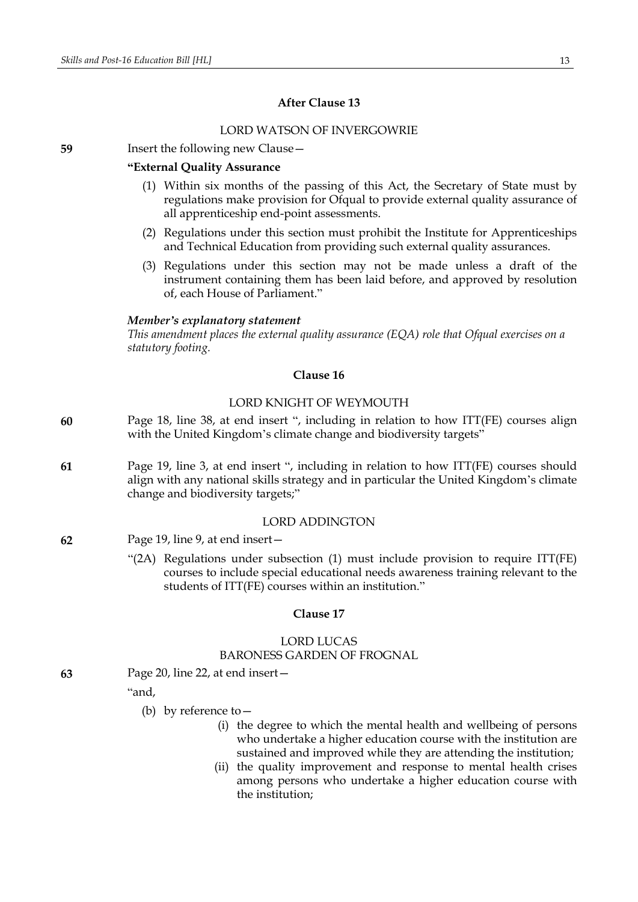## After Clause 13

LORD WATSON OF INVERGOWRIE

**59** Insert the following new Clause—

**"External Quality Assurance**

(1) Within six months of the passing of this Act, the Secretary of State must by regulations make provision for Ofqual to provide external quality assurance of all apprenticeship end-point assessments.

(2) Regulations under this section must prohibit the Institute for Apprenticeships and Technical Education from providing such external quality assurances.

(3) Regulations under this section may not be made unless a draft of the instrument containing them has been laid before, and approved by resolution of, each House of Parliament."

***Member's explanatory statement***

*This amendment places the external quality assurance (EQA) role that Ofqual exercises on a statutory footing.*

## Clause 16

LORD KNIGHT OF WEYMOUTH

**60** Page 18, line 38, at end insert ", including in relation to how ITT(FE) courses align with the United Kingdom's climate change and biodiversity targets"

**61** Page 19, line 3, at end insert ", including in relation to how ITT(FE) courses should align with any national skills strategy and in particular the United Kingdom's climate change and biodiversity targets;"

LORD ADDINGTON

**62** Page 19, line 9, at end insert—

"(2A) Regulations under subsection (1) must include provision to require ITT(FE) courses to include special educational needs awareness training relevant to the students of ITT(FE) courses within an institution."

## Clause 17

LORD LUCAS
BARONESS GARDEN OF FROGNAL

**63** Page 20, line 22, at end insert—

"and,

(b) by reference to—

(i) the degree to which the mental health and wellbeing of persons who undertake a higher education course with the institution are sustained and improved while they are attending the institution;

(ii) the quality improvement and response to mental health crises among persons who undertake a higher education course with the institution;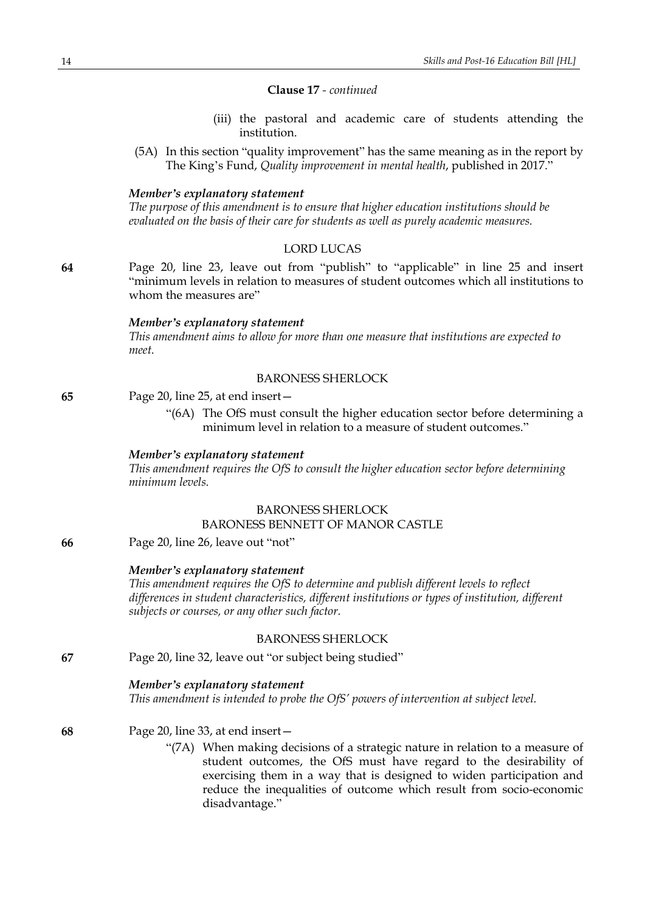**Clause 17** - *continued*

(iii) the pastoral and academic care of students attending the institution.

(5A) In this section "quality improvement" has the same meaning as in the report by The King's Fund, *Quality improvement in mental health*, published in 2017."

***Member's explanatory statement***

*The purpose of this amendment is to ensure that higher education institutions should be evaluated on the basis of their care for students as well as purely academic measures.*

LORD LUCAS

**64** Page 20, line 23, leave out from "publish" to "applicable" in line 25 and insert "minimum levels in relation to measures of student outcomes which all institutions to whom the measures are"

***Member's explanatory statement***

*This amendment aims to allow for more than one measure that institutions are expected to meet.*

BARONESS SHERLOCK

**65** Page 20, line 25, at end insert—

"(6A) The OfS must consult the higher education sector before determining a minimum level in relation to a measure of student outcomes."

***Member's explanatory statement***

*This amendment requires the OfS to consult the higher education sector before determining minimum levels.*

BARONESS SHERLOCK
BARONESS BENNETT OF MANOR CASTLE

**66** Page 20, line 26, leave out "not"

***Member's explanatory statement***

*This amendment requires the OfS to determine and publish different levels to reflect differences in student characteristics, different institutions or types of institution, different subjects or courses, or any other such factor.*

BARONESS SHERLOCK

**67** Page 20, line 32, leave out "or subject being studied"

***Member's explanatory statement***

*This amendment is intended to probe the OfS' powers of intervention at subject level.*

**68** Page 20, line 33, at end insert—

"(7A) When making decisions of a strategic nature in relation to a measure of student outcomes, the OfS must have regard to the desirability of exercising them in a way that is designed to widen participation and reduce the inequalities of outcome which result from socio-economic disadvantage."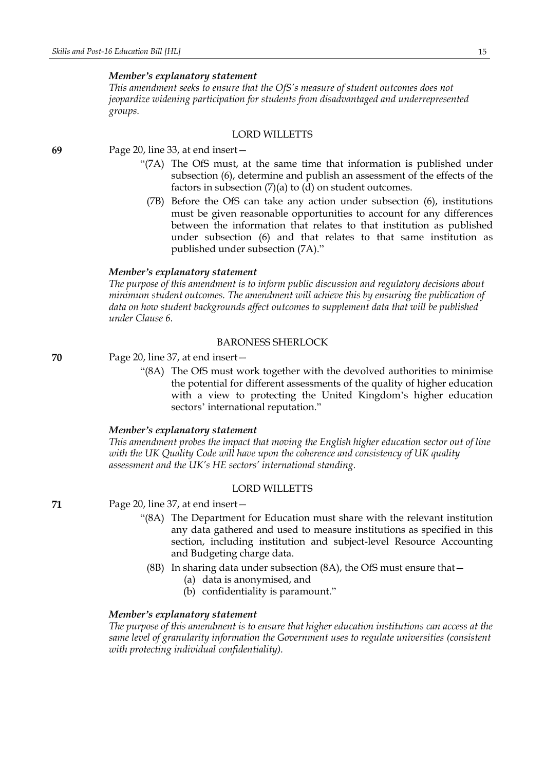*Member's explanatory statement*

*This amendment seeks to ensure that the OfS's measure of student outcomes does not jeopardize widening participation for students from disadvantaged and underrepresented groups.*

LORD WILLETTS

**69** Page 20, line 33, at end insert—

"(7A) The OfS must, at the same time that information is published under subsection (6), determine and publish an assessment of the effects of the factors in subsection (7)(a) to (d) on student outcomes.

(7B) Before the OfS can take any action under subsection (6), institutions must be given reasonable opportunities to account for any differences between the information that relates to that institution as published under subsection (6) and that relates to that same institution as published under subsection (7A)."

*Member's explanatory statement*

*The purpose of this amendment is to inform public discussion and regulatory decisions about minimum student outcomes. The amendment will achieve this by ensuring the publication of data on how student backgrounds affect outcomes to supplement data that will be published under Clause 6.*

BARONESS SHERLOCK

**70** Page 20, line 37, at end insert—

"(8A) The OfS must work together with the devolved authorities to minimise the potential for different assessments of the quality of higher education with a view to protecting the United Kingdom's higher education sectors' international reputation."

*Member's explanatory statement*

*This amendment probes the impact that moving the English higher education sector out of line with the UK Quality Code will have upon the coherence and consistency of UK quality assessment and the UK's HE sectors' international standing.*

LORD WILLETTS

**71** Page 20, line 37, at end insert—

"(8A) The Department for Education must share with the relevant institution any data gathered and used to measure institutions as specified in this section, including institution and subject-level Resource Accounting and Budgeting charge data.

(8B) In sharing data under subsection (8A), the OfS must ensure that—

(a) data is anonymised, and

(b) confidentiality is paramount."

*Member's explanatory statement*

*The purpose of this amendment is to ensure that higher education institutions can access at the same level of granularity information the Government uses to regulate universities (consistent with protecting individual confidentiality).*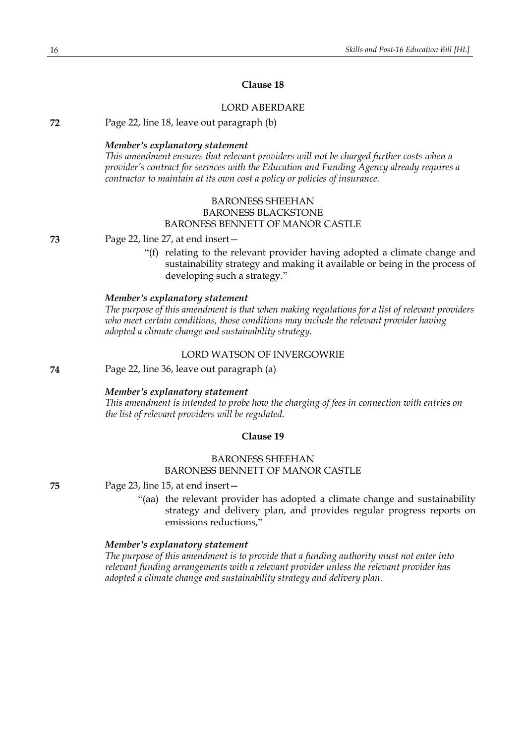## Clause 18

LORD ABERDARE

**72** Page 22, line 18, leave out paragraph (b)

***Member's explanatory statement***

*This amendment ensures that relevant providers will not be charged further costs when a provider's contract for services with the Education and Funding Agency already requires a contractor to maintain at its own cost a policy or policies of insurance.*

BARONESS SHEEHAN
BARONESS BLACKSTONE
BARONESS BENNETT OF MANOR CASTLE

**73** Page 22, line 27, at end insert—

"(f) relating to the relevant provider having adopted a climate change and sustainability strategy and making it available or being in the process of developing such a strategy."

***Member's explanatory statement***

*The purpose of this amendment is that when making regulations for a list of relevant providers who meet certain conditions, those conditions may include the relevant provider having adopted a climate change and sustainability strategy.*

LORD WATSON OF INVERGOWRIE

**74** Page 22, line 36, leave out paragraph (a)

***Member's explanatory statement***

*This amendment is intended to probe how the charging of fees in connection with entries on the list of relevant providers will be regulated.*

## Clause 19

BARONESS SHEEHAN
BARONESS BENNETT OF MANOR CASTLE

**75** Page 23, line 15, at end insert—

"(aa) the relevant provider has adopted a climate change and sustainability strategy and delivery plan, and provides regular progress reports on emissions reductions,"

***Member's explanatory statement***

*The purpose of this amendment is to provide that a funding authority must not enter into relevant funding arrangements with a relevant provider unless the relevant provider has adopted a climate change and sustainability strategy and delivery plan.*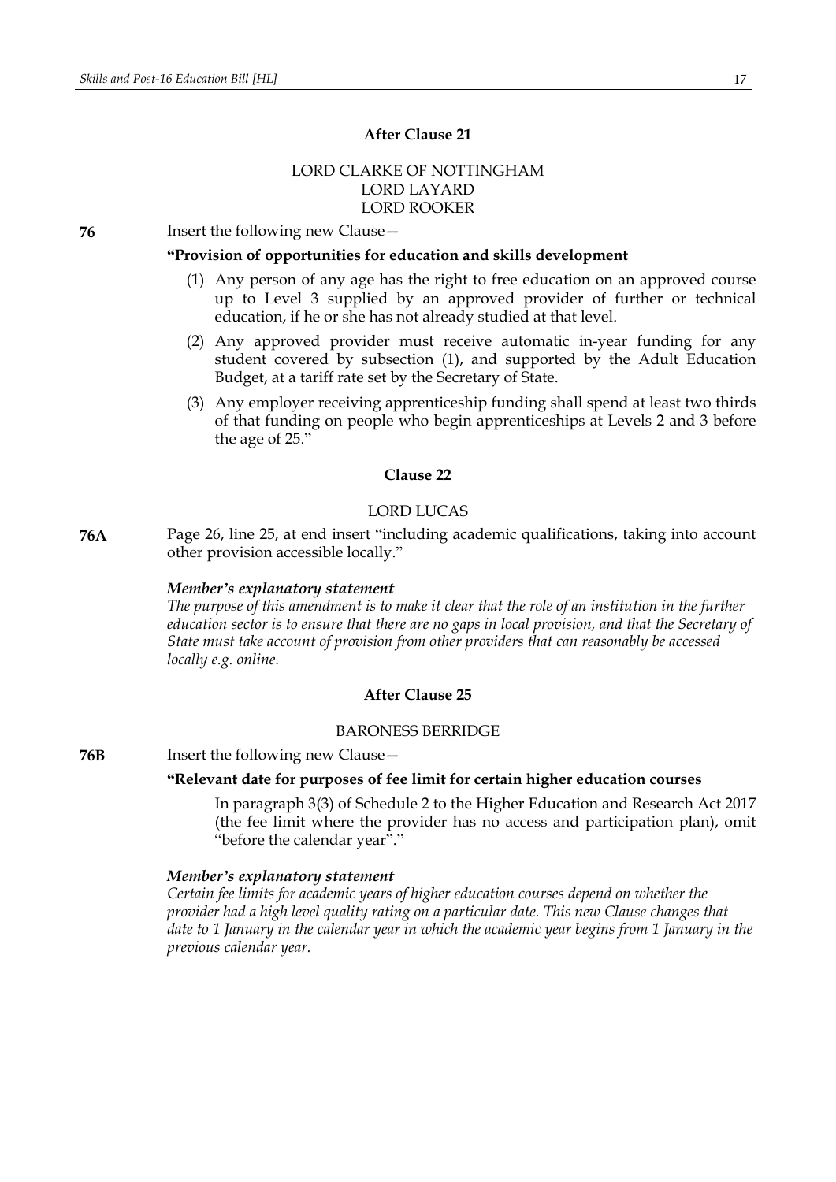### After Clause 21

LORD CLARKE OF NOTTINGHAM
LORD LAYARD
LORD ROOKER

**76** Insert the following new Clause—

**"Provision of opportunities for education and skills development**

(1) Any person of any age has the right to free education on an approved course up to Level 3 supplied by an approved provider of further or technical education, if he or she has not already studied at that level.

(2) Any approved provider must receive automatic in-year funding for any student covered by subsection (1), and supported by the Adult Education Budget, at a tariff rate set by the Secretary of State.

(3) Any employer receiving apprenticeship funding shall spend at least two thirds of that funding on people who begin apprenticeships at Levels 2 and 3 before the age of 25."

### Clause 22

LORD LUCAS

**76A** Page 26, line 25, at end insert "including academic qualifications, taking into account other provision accessible locally."

***Member's explanatory statement***

*The purpose of this amendment is to make it clear that the role of an institution in the further education sector is to ensure that there are no gaps in local provision, and that the Secretary of State must take account of provision from other providers that can reasonably be accessed locally e.g. online.*

### After Clause 25

BARONESS BERRIDGE

**76B** Insert the following new Clause—

**"Relevant date for purposes of fee limit for certain higher education courses**

In paragraph 3(3) of Schedule 2 to the Higher Education and Research Act 2017 (the fee limit where the provider has no access and participation plan), omit "before the calendar year"."

***Member's explanatory statement***

*Certain fee limits for academic years of higher education courses depend on whether the provider had a high level quality rating on a particular date. This new Clause changes that date to 1 January in the calendar year in which the academic year begins from 1 January in the previous calendar year.*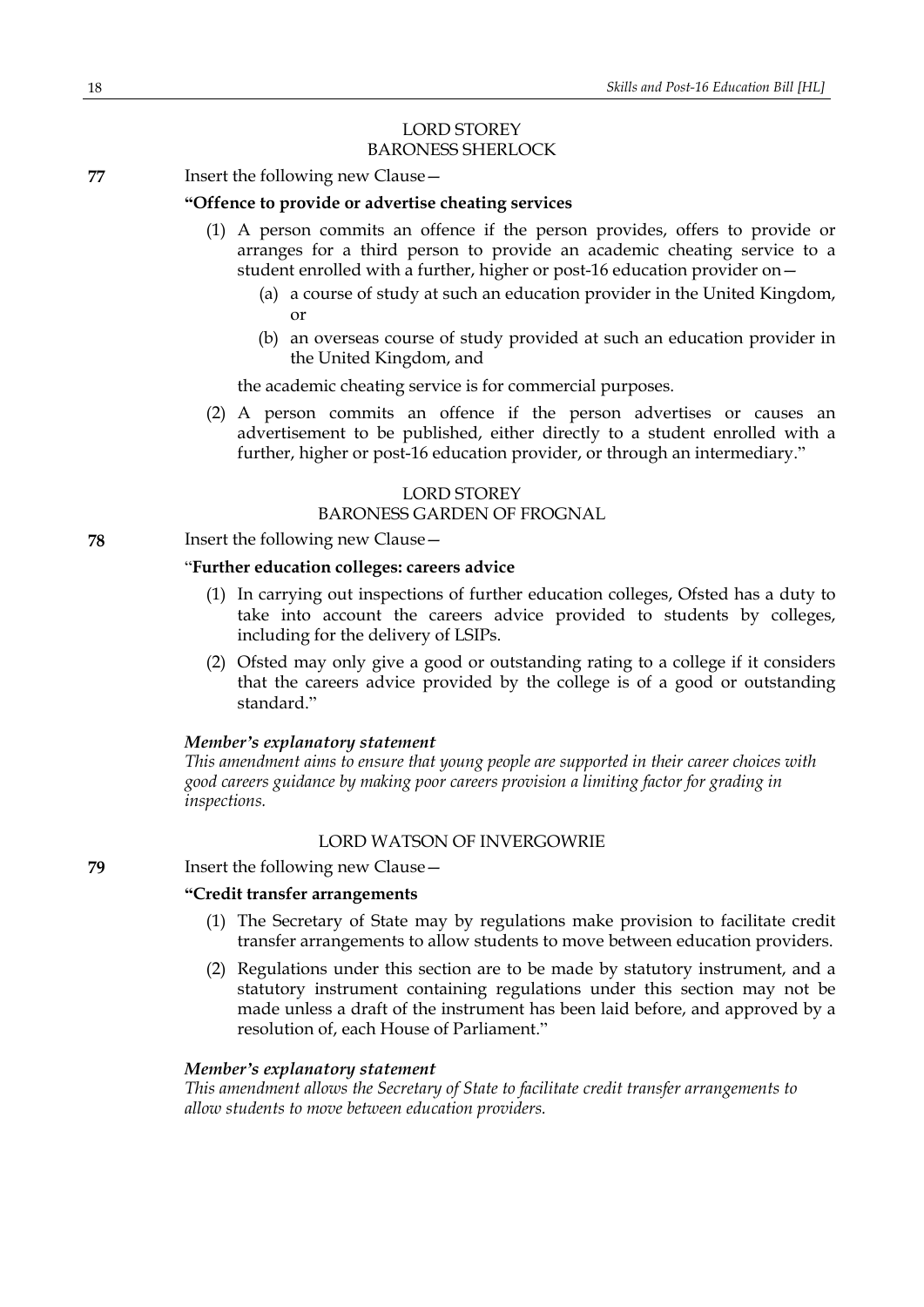LORD STOREY
BARONESS SHERLOCK

**77** Insert the following new Clause—

**"Offence to provide or advertise cheating services**

(1) A person commits an offence if the person provides, offers to provide or arranges for a third person to provide an academic cheating service to a student enrolled with a further, higher or post-16 education provider on—

  (a) a course of study at such an education provider in the United Kingdom, or

  (b) an overseas course of study provided at such an education provider in the United Kingdom, and

the academic cheating service is for commercial purposes.

(2) A person commits an offence if the person advertises or causes an advertisement to be published, either directly to a student enrolled with a further, higher or post-16 education provider, or through an intermediary."

LORD STOREY
BARONESS GARDEN OF FROGNAL

**78** Insert the following new Clause—

"**Further education colleges: careers advice**

(1) In carrying out inspections of further education colleges, Ofsted has a duty to take into account the careers advice provided to students by colleges, including for the delivery of LSIPs.

(2) Ofsted may only give a good or outstanding rating to a college if it considers that the careers advice provided by the college is of a good or outstanding standard."

***Member's explanatory statement***
*This amendment aims to ensure that young people are supported in their career choices with good careers guidance by making poor careers provision a limiting factor for grading in inspections.*

LORD WATSON OF INVERGOWRIE

**79** Insert the following new Clause—

**"Credit transfer arrangements**

(1) The Secretary of State may by regulations make provision to facilitate credit transfer arrangements to allow students to move between education providers.

(2) Regulations under this section are to be made by statutory instrument, and a statutory instrument containing regulations under this section may not be made unless a draft of the instrument has been laid before, and approved by a resolution of, each House of Parliament."

***Member's explanatory statement***
*This amendment allows the Secretary of State to facilitate credit transfer arrangements to allow students to move between education providers.*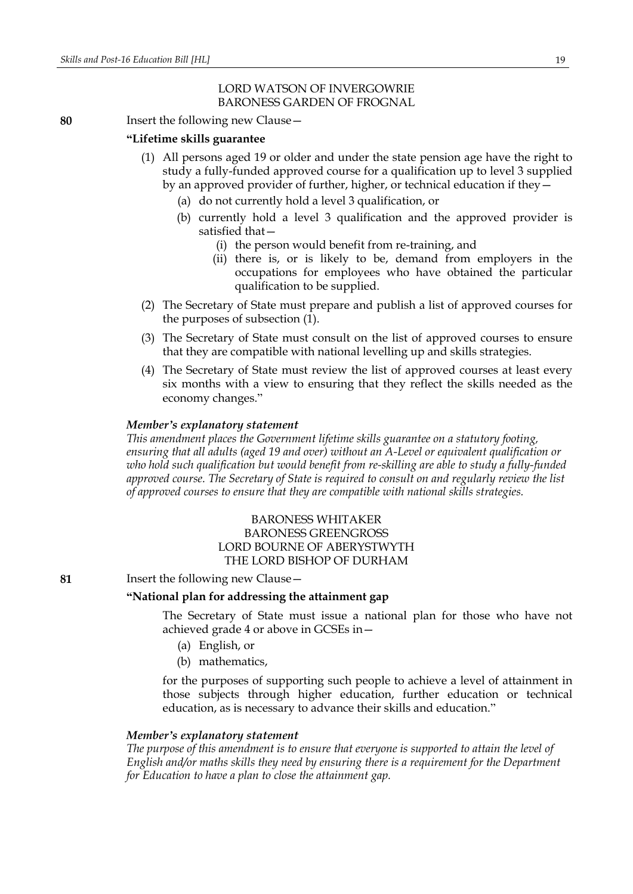LORD WATSON OF INVERGOWRIE
BARONESS GARDEN OF FROGNAL

**80** Insert the following new Clause—

**"Lifetime skills guarantee**

(1) All persons aged 19 or older and under the state pension age have the right to study a fully-funded approved course for a qualification up to level 3 supplied by an approved provider of further, higher, or technical education if they—

   (a) do not currently hold a level 3 qualification, or

   (b) currently hold a level 3 qualification and the approved provider is satisfied that—

      (i) the person would benefit from re-training, and

      (ii) there is, or is likely to be, demand from employers in the occupations for employees who have obtained the particular qualification to be supplied.

(2) The Secretary of State must prepare and publish a list of approved courses for the purposes of subsection (1).

(3) The Secretary of State must consult on the list of approved courses to ensure that they are compatible with national levelling up and skills strategies.

(4) The Secretary of State must review the list of approved courses at least every six months with a view to ensuring that they reflect the skills needed as the economy changes."

***Member's explanatory statement***

*This amendment places the Government lifetime skills guarantee on a statutory footing, ensuring that all adults (aged 19 and over) without an A-Level or equivalent qualification or who hold such qualification but would benefit from re-skilling are able to study a fully-funded approved course. The Secretary of State is required to consult on and regularly review the list of approved courses to ensure that they are compatible with national skills strategies.*

BARONESS WHITAKER
BARONESS GREENGROSS
LORD BOURNE OF ABERYSTWYTH
THE LORD BISHOP OF DURHAM

**81** Insert the following new Clause—

**"National plan for addressing the attainment gap**

The Secretary of State must issue a national plan for those who have not achieved grade 4 or above in GCSEs in—

   (a) English, or

   (b) mathematics,

for the purposes of supporting such people to achieve a level of attainment in those subjects through higher education, further education or technical education, as is necessary to advance their skills and education."

***Member's explanatory statement***

*The purpose of this amendment is to ensure that everyone is supported to attain the level of English and/or maths skills they need by ensuring there is a requirement for the Department for Education to have a plan to close the attainment gap.*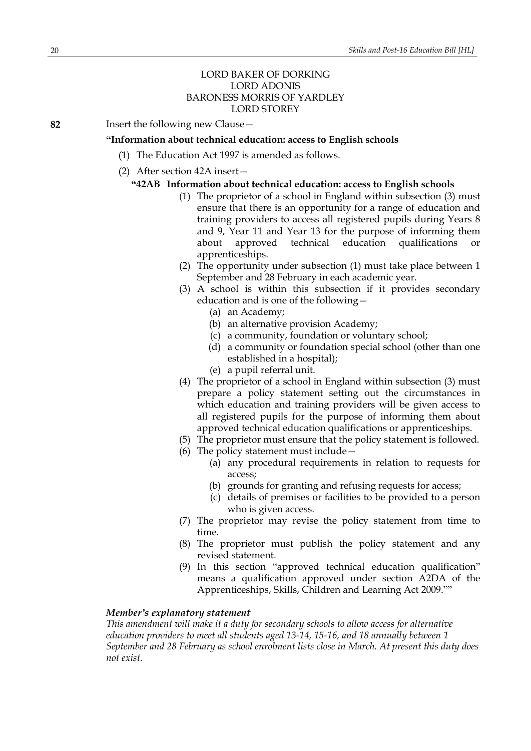LORD BAKER OF DORKING
LORD ADONIS
BARONESS MORRIS OF YARDLEY
LORD STOREY

**82** Insert the following new Clause—

**"Information about technical education: access to English schools**

(1) The Education Act 1997 is amended as follows.

(2) After section 42A insert—

**"42AB Information about technical education: access to English schools**

(1) The proprietor of a school in England within subsection (3) must ensure that there is an opportunity for a range of education and training providers to access all registered pupils during Years 8 and 9, Year 11 and Year 13 for the purpose of informing them about approved technical education qualifications or apprenticeships.

(2) The opportunity under subsection (1) must take place between 1 September and 28 February in each academic year.

(3) A school is within this subsection if it provides secondary education and is one of the following—

(a) an Academy;

(b) an alternative provision Academy;

(c) a community, foundation or voluntary school;

(d) a community or foundation special school (other than one established in a hospital);

(e) a pupil referral unit.

(4) The proprietor of a school in England within subsection (3) must prepare a policy statement setting out the circumstances in which education and training providers will be given access to all registered pupils for the purpose of informing them about approved technical education qualifications or apprenticeships.

(5) The proprietor must ensure that the policy statement is followed.

(6) The policy statement must include—

(a) any procedural requirements in relation to requests for access;

(b) grounds for granting and refusing requests for access;

(c) details of premises or facilities to be provided to a person who is given access.

(7) The proprietor may revise the policy statement from time to time.

(8) The proprietor must publish the policy statement and any revised statement.

(9) In this section "approved technical education qualification" means a qualification approved under section A2DA of the Apprenticeships, Skills, Children and Learning Act 2009.""

***Member's explanatory statement***

*This amendment will make it a duty for secondary schools to allow access for alternative education providers to meet all students aged 13-14, 15-16, and 18 annually between 1 September and 28 February as school enrolment lists close in March. At present this duty does not exist.*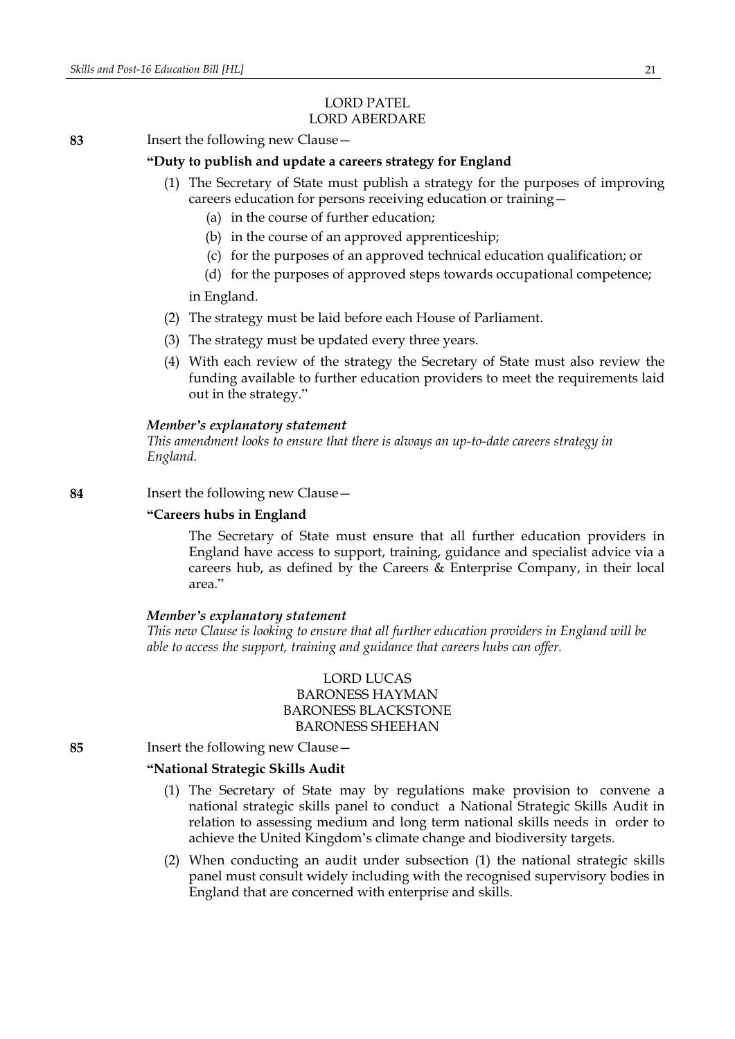LORD PATEL
LORD ABERDARE

**83** Insert the following new Clause—

**"Duty to publish and update a careers strategy for England**

(1) The Secretary of State must publish a strategy for the purposes of improving careers education for persons receiving education or training—

(a) in the course of further education;

(b) in the course of an approved apprenticeship;

(c) for the purposes of an approved technical education qualification; or

(d) for the purposes of approved steps towards occupational competence;

in England.

(2) The strategy must be laid before each House of Parliament.

(3) The strategy must be updated every three years.

(4) With each review of the strategy the Secretary of State must also review the funding available to further education providers to meet the requirements laid out in the strategy."

***Member's explanatory statement***

*This amendment looks to ensure that there is always an up-to-date careers strategy in England.*

**84** Insert the following new Clause—

**"Careers hubs in England**

The Secretary of State must ensure that all further education providers in England have access to support, training, guidance and specialist advice via a careers hub, as defined by the Careers & Enterprise Company, in their local area."

***Member's explanatory statement***

*This new Clause is looking to ensure that all further education providers in England will be able to access the support, training and guidance that careers hubs can offer.*

LORD LUCAS
BARONESS HAYMAN
BARONESS BLACKSTONE
BARONESS SHEEHAN

**85** Insert the following new Clause—

**"National Strategic Skills Audit**

(1) The Secretary of State may by regulations make provision to convene a national strategic skills panel to conduct a National Strategic Skills Audit in relation to assessing medium and long term national skills needs in order to achieve the United Kingdom's climate change and biodiversity targets.

(2) When conducting an audit under subsection (1) the national strategic skills panel must consult widely including with the recognised supervisory bodies in England that are concerned with enterprise and skills.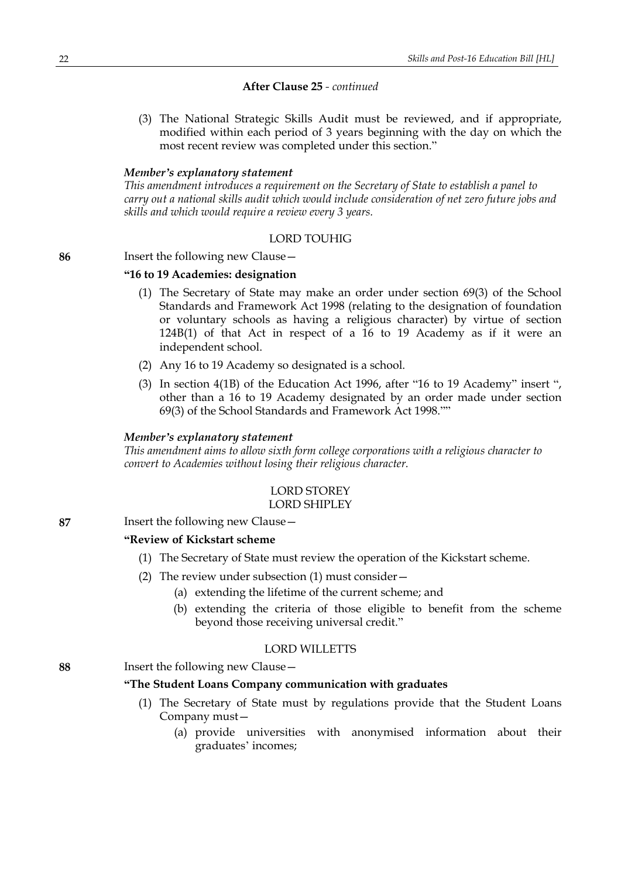**After Clause 25** - *continued*

(3) The National Strategic Skills Audit must be reviewed, and if appropriate, modified within each period of 3 years beginning with the day on which the most recent review was completed under this section."

***Member's explanatory statement***

*This amendment introduces a requirement on the Secretary of State to establish a panel to carry out a national skills audit which would include consideration of net zero future jobs and skills and which would require a review every 3 years.*

LORD TOUHIG

**86** Insert the following new Clause—

**"16 to 19 Academies: designation**

(1) The Secretary of State may make an order under section 69(3) of the School Standards and Framework Act 1998 (relating to the designation of foundation or voluntary schools as having a religious character) by virtue of section 124B(1) of that Act in respect of a 16 to 19 Academy as if it were an independent school.

(2) Any 16 to 19 Academy so designated is a school.

(3) In section 4(1B) of the Education Act 1996, after "16 to 19 Academy" insert ", other than a 16 to 19 Academy designated by an order made under section 69(3) of the School Standards and Framework Act 1998.""

***Member's explanatory statement***

*This amendment aims to allow sixth form college corporations with a religious character to convert to Academies without losing their religious character.*

LORD STOREY
LORD SHIPLEY

**87** Insert the following new Clause—

**"Review of Kickstart scheme**

(1) The Secretary of State must review the operation of the Kickstart scheme.

(2) The review under subsection (1) must consider—

(a) extending the lifetime of the current scheme; and

(b) extending the criteria of those eligible to benefit from the scheme beyond those receiving universal credit."

LORD WILLETTS

**88** Insert the following new Clause—

**"The Student Loans Company communication with graduates**

(1) The Secretary of State must by regulations provide that the Student Loans Company must—

(a) provide universities with anonymised information about their graduates' incomes;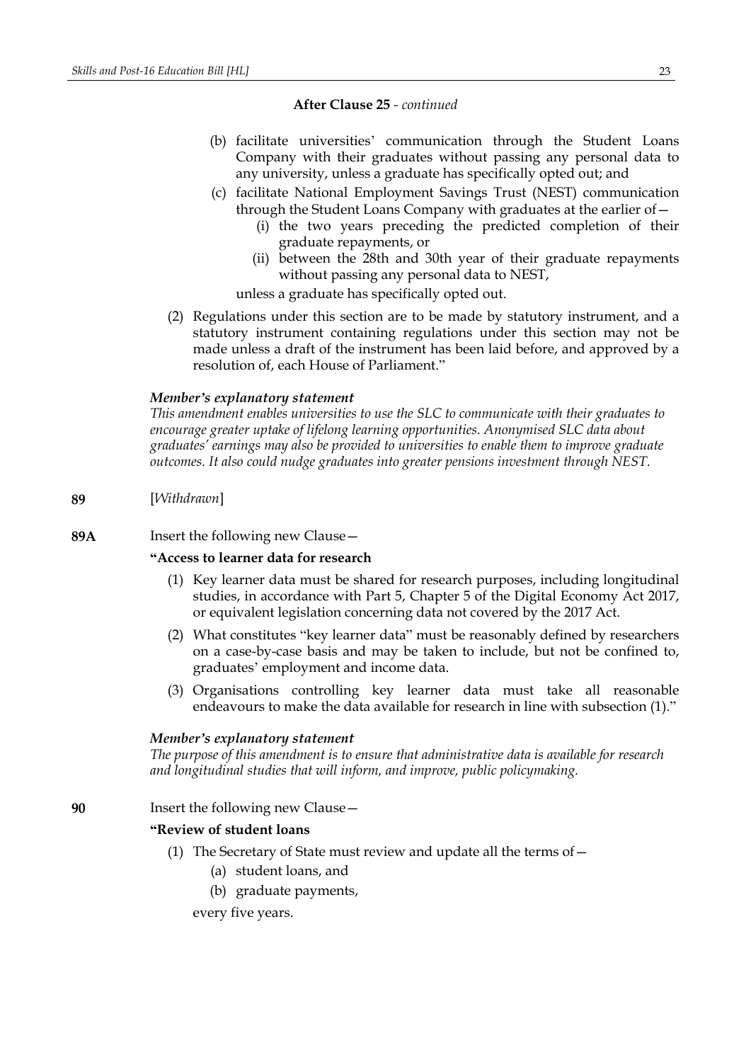**After Clause 25** - *continued*

(b) facilitate universities' communication through the Student Loans Company with their graduates without passing any personal data to any university, unless a graduate has specifically opted out; and

(c) facilitate National Employment Savings Trust (NEST) communication through the Student Loans Company with graduates at the earlier of—

(i) the two years preceding the predicted completion of their graduate repayments, or

(ii) between the 28th and 30th year of their graduate repayments without passing any personal data to NEST,

unless a graduate has specifically opted out.

(2) Regulations under this section are to be made by statutory instrument, and a statutory instrument containing regulations under this section may not be made unless a draft of the instrument has been laid before, and approved by a resolution of, each House of Parliament."

***Member's explanatory statement***

*This amendment enables universities to use the SLC to communicate with their graduates to encourage greater uptake of lifelong learning opportunities. Anonymised SLC data about graduates' earnings may also be provided to universities to enable them to improve graduate outcomes. It also could nudge graduates into greater pensions investment through NEST.*

**89** [*Withdrawn*]

**89A** Insert the following new Clause—

**"Access to learner data for research**

(1) Key learner data must be shared for research purposes, including longitudinal studies, in accordance with Part 5, Chapter 5 of the Digital Economy Act 2017, or equivalent legislation concerning data not covered by the 2017 Act.

(2) What constitutes "key learner data" must be reasonably defined by researchers on a case-by-case basis and may be taken to include, but not be confined to, graduates' employment and income data.

(3) Organisations controlling key learner data must take all reasonable endeavours to make the data available for research in line with subsection (1)."

***Member's explanatory statement***

*The purpose of this amendment is to ensure that administrative data is available for research and longitudinal studies that will inform, and improve, public policymaking.*

**90** Insert the following new Clause—

**"Review of student loans**

(1) The Secretary of State must review and update all the terms of—

(a) student loans, and

(b) graduate payments,

every five years.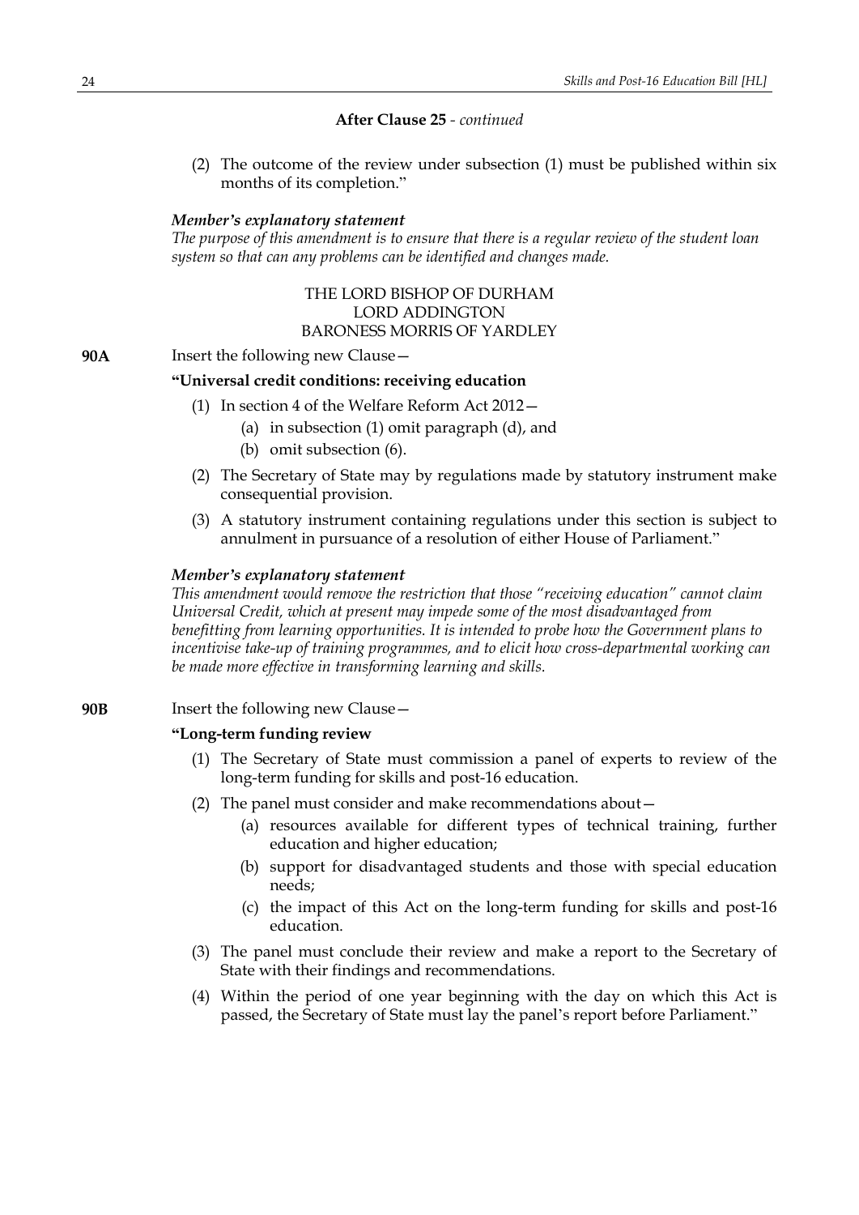**After Clause 25** - *continued*

(2) The outcome of the review under subsection (1) must be published within six months of its completion."

***Member's explanatory statement***

*The purpose of this amendment is to ensure that there is a regular review of the student loan system so that can any problems can be identified and changes made.*

THE LORD BISHOP OF DURHAM
LORD ADDINGTON
BARONESS MORRIS OF YARDLEY

**90A** Insert the following new Clause—

**"Universal credit conditions: receiving education**

(1) In section 4 of the Welfare Reform Act 2012—

(a) in subsection (1) omit paragraph (d), and

(b) omit subsection (6).

(2) The Secretary of State may by regulations made by statutory instrument make consequential provision.

(3) A statutory instrument containing regulations under this section is subject to annulment in pursuance of a resolution of either House of Parliament."

***Member's explanatory statement***

*This amendment would remove the restriction that those "receiving education" cannot claim Universal Credit, which at present may impede some of the most disadvantaged from benefitting from learning opportunities. It is intended to probe how the Government plans to incentivise take-up of training programmes, and to elicit how cross-departmental working can be made more effective in transforming learning and skills.*

**90B** Insert the following new Clause—

**"Long-term funding review**

(1) The Secretary of State must commission a panel of experts to review of the long-term funding for skills and post-16 education.

(2) The panel must consider and make recommendations about—

(a) resources available for different types of technical training, further education and higher education;

(b) support for disadvantaged students and those with special education needs;

(c) the impact of this Act on the long-term funding for skills and post-16 education.

(3) The panel must conclude their review and make a report to the Secretary of State with their findings and recommendations.

(4) Within the period of one year beginning with the day on which this Act is passed, the Secretary of State must lay the panel's report before Parliament."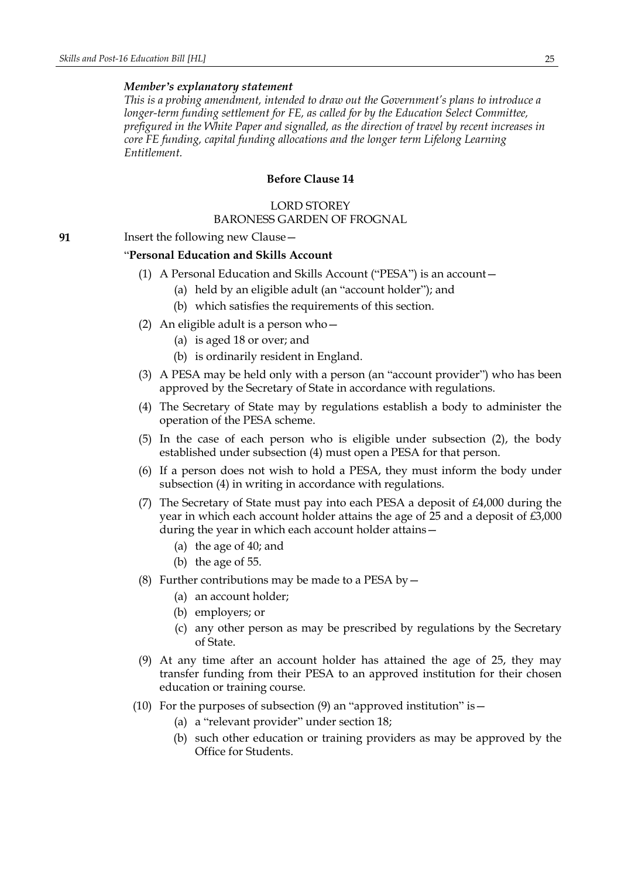*Member's explanatory statement*

*This is a probing amendment, intended to draw out the Government's plans to introduce a longer-term funding settlement for FE, as called for by the Education Select Committee, prefigured in the White Paper and signalled, as the direction of travel by recent increases in core FE funding, capital funding allocations and the longer term Lifelong Learning Entitlement.*

**Before Clause 14**

LORD STOREY
BARONESS GARDEN OF FROGNAL

**91** Insert the following new Clause—

"**Personal Education and Skills Account**

(1) A Personal Education and Skills Account ("PESA") is an account—
   (a) held by an eligible adult (an "account holder"); and
   (b) which satisfies the requirements of this section.

(2) An eligible adult is a person who—
   (a) is aged 18 or over; and
   (b) is ordinarily resident in England.

(3) A PESA may be held only with a person (an "account provider") who has been approved by the Secretary of State in accordance with regulations.

(4) The Secretary of State may by regulations establish a body to administer the operation of the PESA scheme.

(5) In the case of each person who is eligible under subsection (2), the body established under subsection (4) must open a PESA for that person.

(6) If a person does not wish to hold a PESA, they must inform the body under subsection (4) in writing in accordance with regulations.

(7) The Secretary of State must pay into each PESA a deposit of £4,000 during the year in which each account holder attains the age of 25 and a deposit of £3,000 during the year in which each account holder attains—
   (a) the age of 40; and
   (b) the age of 55.

(8) Further contributions may be made to a PESA by—
   (a) an account holder;
   (b) employers; or
   (c) any other person as may be prescribed by regulations by the Secretary of State.

(9) At any time after an account holder has attained the age of 25, they may transfer funding from their PESA to an approved institution for their chosen education or training course.

(10) For the purposes of subsection (9) an "approved institution" is—
   (a) a "relevant provider" under section 18;
   (b) such other education or training providers as may be approved by the Office for Students.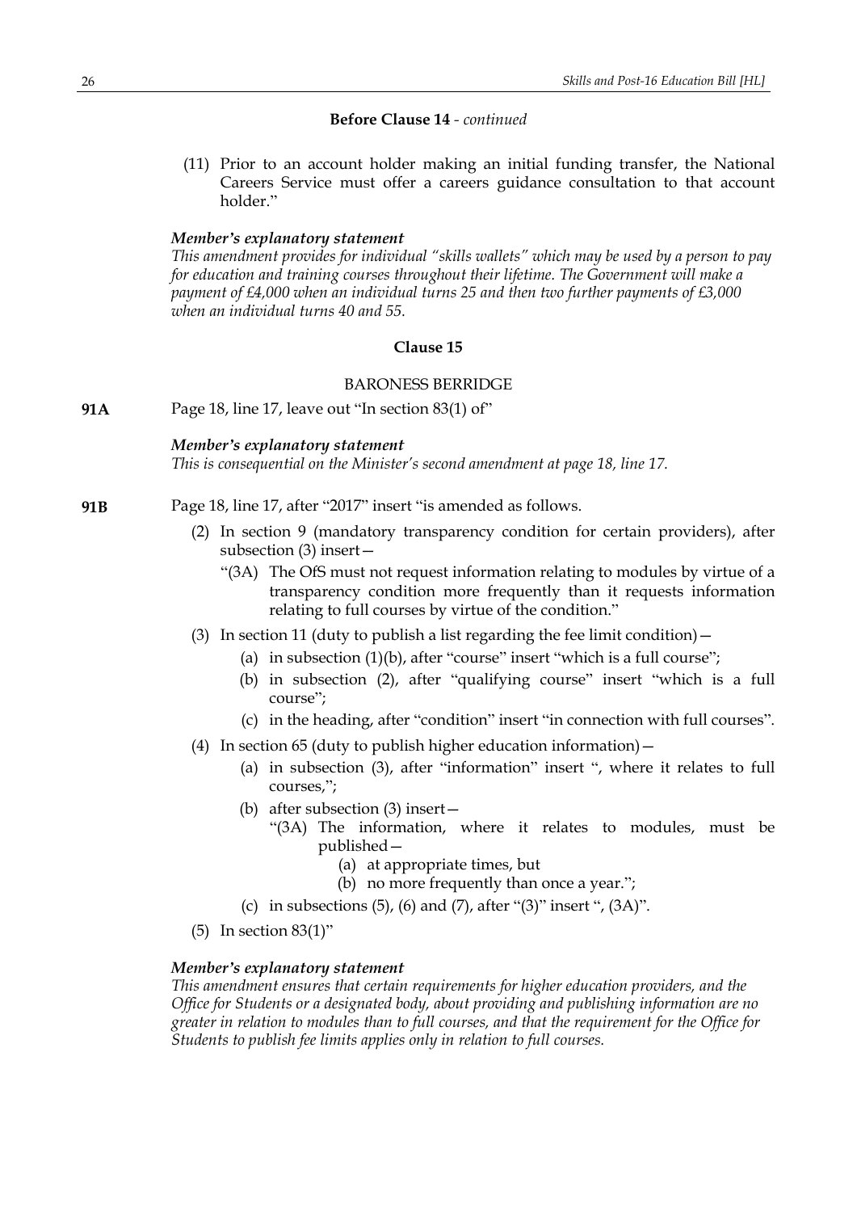**Before Clause 14** - *continued*

(11) Prior to an account holder making an initial funding transfer, the National Careers Service must offer a careers guidance consultation to that account holder."

***Member's explanatory statement***

*This amendment provides for individual "skills wallets" which may be used by a person to pay for education and training courses throughout their lifetime. The Government will make a payment of £4,000 when an individual turns 25 and then two further payments of £3,000 when an individual turns 40 and 55.*

## Clause 15

### BARONESS BERRIDGE

**91A** Page 18, line 17, leave out "In section 83(1) of"

***Member's explanatory statement***

*This is consequential on the Minister's second amendment at page 18, line 17.*

**91B** Page 18, line 17, after "2017" insert "is amended as follows.

(2) In section 9 (mandatory transparency condition for certain providers), after subsection (3) insert—

"(3A) The OfS must not request information relating to modules by virtue of a transparency condition more frequently than it requests information relating to full courses by virtue of the condition."

(3) In section 11 (duty to publish a list regarding the fee limit condition)—

(a) in subsection (1)(b), after "course" insert "which is a full course";

(b) in subsection (2), after "qualifying course" insert "which is a full course";

(c) in the heading, after "condition" insert "in connection with full courses".

(4) In section 65 (duty to publish higher education information)—

(a) in subsection (3), after "information" insert ", where it relates to full courses,";

(b) after subsection (3) insert—

"(3A) The information, where it relates to modules, must be published—

(a) at appropriate times, but

(b) no more frequently than once a year.";

(c) in subsections (5), (6) and (7), after "(3)" insert ", (3A)".

(5) In section 83(1)"

***Member's explanatory statement***

*This amendment ensures that certain requirements for higher education providers, and the Office for Students or a designated body, about providing and publishing information are no greater in relation to modules than to full courses, and that the requirement for the Office for Students to publish fee limits applies only in relation to full courses.*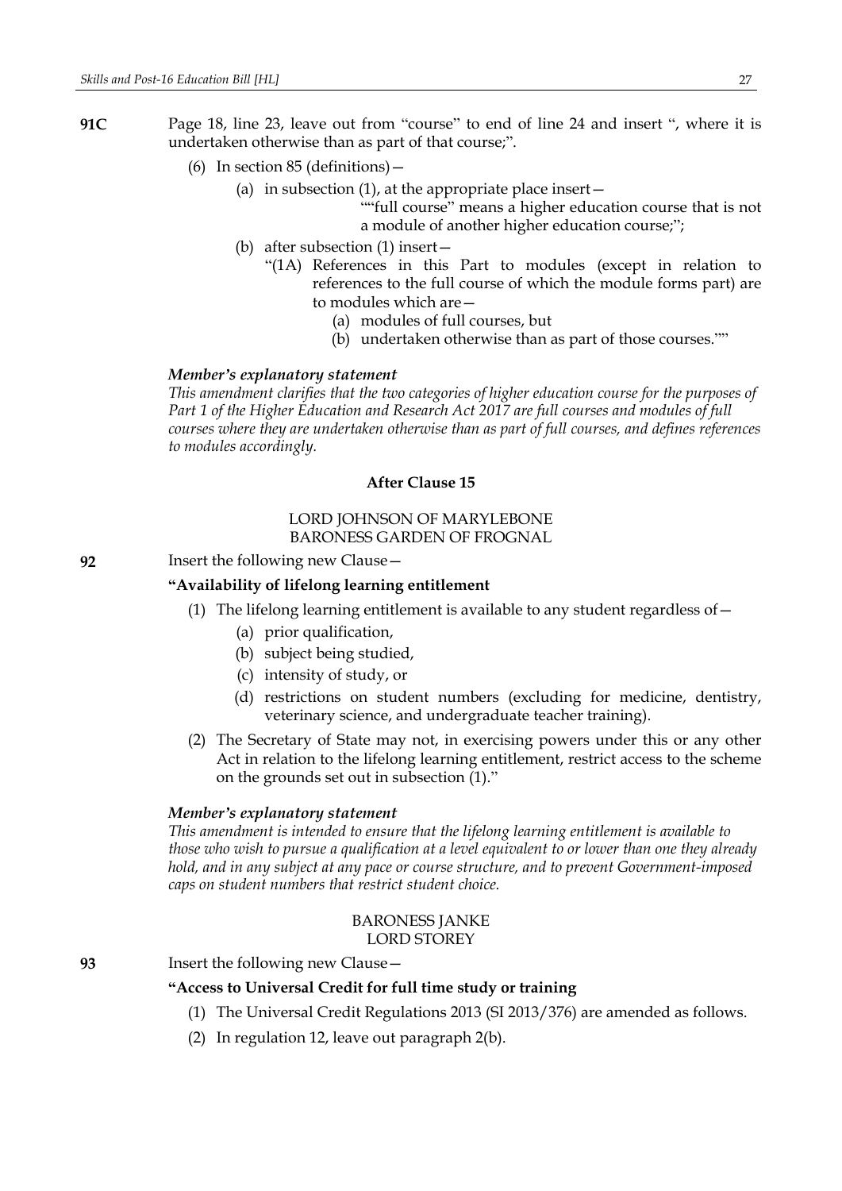**91C** Page 18, line 23, leave out from "course" to end of line 24 and insert ", where it is undertaken otherwise than as part of that course;".

(6) In section 85 (definitions)—

(a) in subsection (1), at the appropriate place insert—

""full course" means a higher education course that is not a module of another higher education course;";

(b) after subsection (1) insert—

"(1A) References in this Part to modules (except in relation to references to the full course of which the module forms part) are to modules which are—

(a) modules of full courses, but

(b) undertaken otherwise than as part of those courses.""

***Member's explanatory statement***

*This amendment clarifies that the two categories of higher education course for the purposes of Part 1 of the Higher Education and Research Act 2017 are full courses and modules of full courses where they are undertaken otherwise than as part of full courses, and defines references to modules accordingly.*

**After Clause 15**

LORD JOHNSON OF MARYLEBONE
BARONESS GARDEN OF FROGNAL

**92** Insert the following new Clause—

**"Availability of lifelong learning entitlement**

(1) The lifelong learning entitlement is available to any student regardless of—

(a) prior qualification,

(b) subject being studied,

(c) intensity of study, or

(d) restrictions on student numbers (excluding for medicine, dentistry, veterinary science, and undergraduate teacher training).

(2) The Secretary of State may not, in exercising powers under this or any other Act in relation to the lifelong learning entitlement, restrict access to the scheme on the grounds set out in subsection (1)."

***Member's explanatory statement***

*This amendment is intended to ensure that the lifelong learning entitlement is available to those who wish to pursue a qualification at a level equivalent to or lower than one they already hold, and in any subject at any pace or course structure, and to prevent Government-imposed caps on student numbers that restrict student choice.*

BARONESS JANKE
LORD STOREY

**93** Insert the following new Clause—

**"Access to Universal Credit for full time study or training**

(1) The Universal Credit Regulations 2013 (SI 2013/376) are amended as follows.

(2) In regulation 12, leave out paragraph 2(b).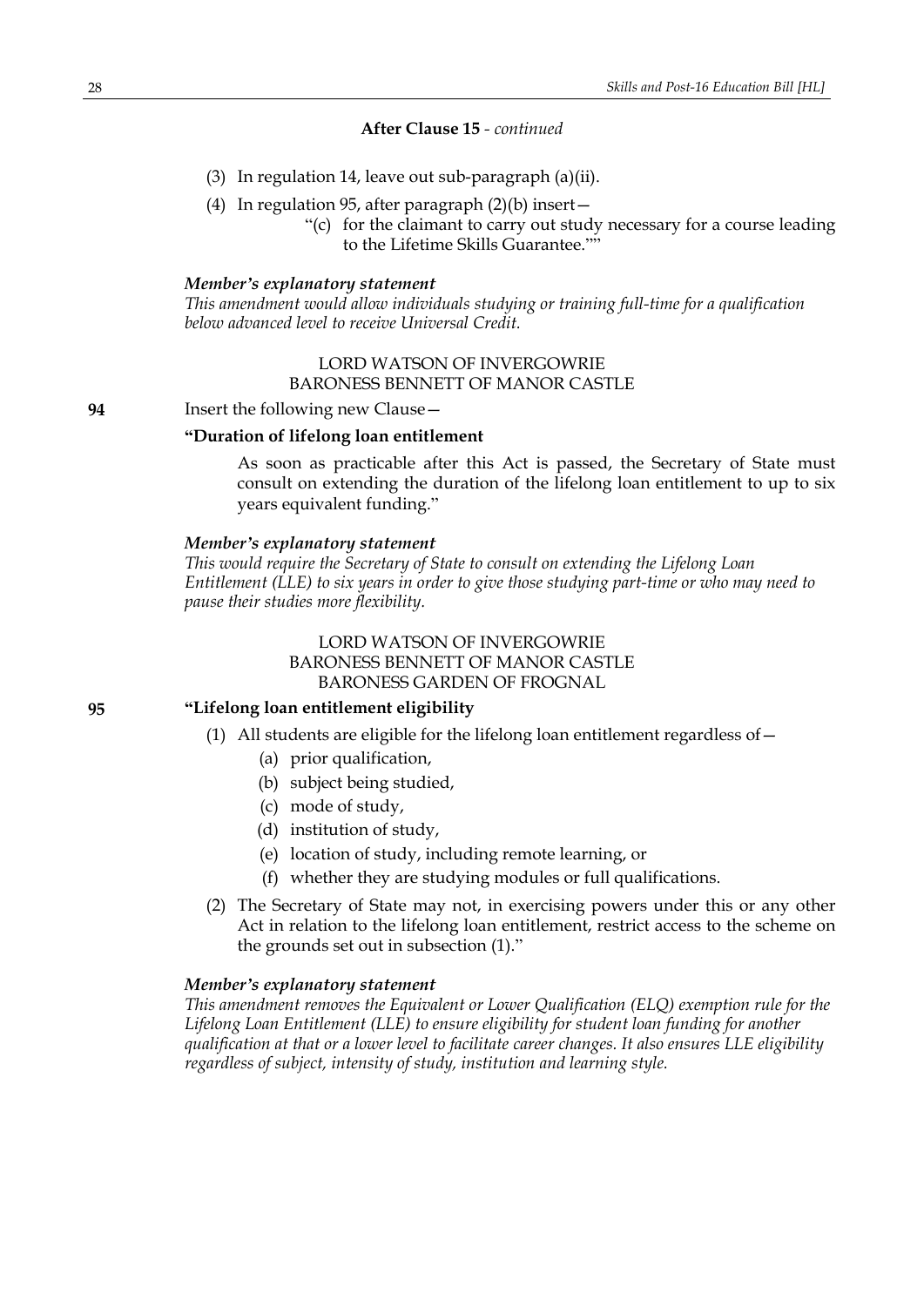**After Clause 15** - *continued*

(3) In regulation 14, leave out sub-paragraph (a)(ii).

(4) In regulation 95, after paragraph (2)(b) insert—

"(c) for the claimant to carry out study necessary for a course leading to the Lifetime Skills Guarantee.""

***Member's explanatory statement***

*This amendment would allow individuals studying or training full-time for a qualification below advanced level to receive Universal Credit.*

LORD WATSON OF INVERGOWRIE
BARONESS BENNETT OF MANOR CASTLE

**94** Insert the following new Clause—

**"Duration of lifelong loan entitlement**

As soon as practicable after this Act is passed, the Secretary of State must consult on extending the duration of the lifelong loan entitlement to up to six years equivalent funding."

***Member's explanatory statement***

*This would require the Secretary of State to consult on extending the Lifelong Loan Entitlement (LLE) to six years in order to give those studying part-time or who may need to pause their studies more flexibility.*

LORD WATSON OF INVERGOWRIE
BARONESS BENNETT OF MANOR CASTLE
BARONESS GARDEN OF FROGNAL

**95** **"Lifelong loan entitlement eligibility**

(1) All students are eligible for the lifelong loan entitlement regardless of—

(a) prior qualification,

(b) subject being studied,

(c) mode of study,

(d) institution of study,

(e) location of study, including remote learning, or

(f) whether they are studying modules or full qualifications.

(2) The Secretary of State may not, in exercising powers under this or any other Act in relation to the lifelong loan entitlement, restrict access to the scheme on the grounds set out in subsection (1)."

***Member's explanatory statement***

*This amendment removes the Equivalent or Lower Qualification (ELQ) exemption rule for the Lifelong Loan Entitlement (LLE) to ensure eligibility for student loan funding for another qualification at that or a lower level to facilitate career changes. It also ensures LLE eligibility regardless of subject, intensity of study, institution and learning style.*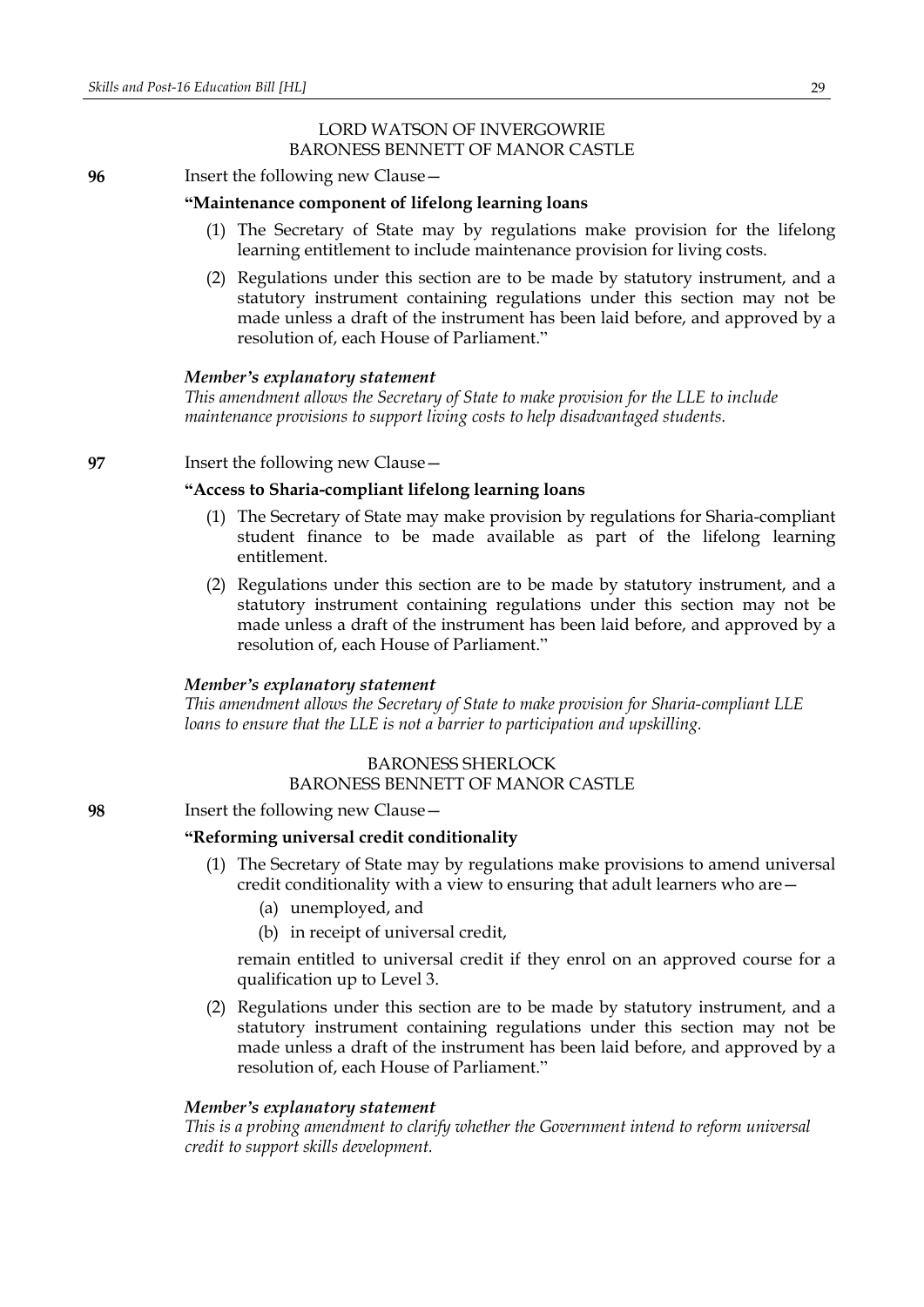LORD WATSON OF INVERGOWRIE
BARONESS BENNETT OF MANOR CASTLE

**96** Insert the following new Clause—

**"Maintenance component of lifelong learning loans**

(1) The Secretary of State may by regulations make provision for the lifelong learning entitlement to include maintenance provision for living costs.

(2) Regulations under this section are to be made by statutory instrument, and a statutory instrument containing regulations under this section may not be made unless a draft of the instrument has been laid before, and approved by a resolution of, each House of Parliament."

***Member's explanatory statement***

*This amendment allows the Secretary of State to make provision for the LLE to include maintenance provisions to support living costs to help disadvantaged students.*

**97** Insert the following new Clause—

**"Access to Sharia-compliant lifelong learning loans**

(1) The Secretary of State may make provision by regulations for Sharia-compliant student finance to be made available as part of the lifelong learning entitlement.

(2) Regulations under this section are to be made by statutory instrument, and a statutory instrument containing regulations under this section may not be made unless a draft of the instrument has been laid before, and approved by a resolution of, each House of Parliament."

***Member's explanatory statement***

*This amendment allows the Secretary of State to make provision for Sharia-compliant LLE loans to ensure that the LLE is not a barrier to participation and upskilling.*

BARONESS SHERLOCK
BARONESS BENNETT OF MANOR CASTLE

**98** Insert the following new Clause—

**"Reforming universal credit conditionality**

(1) The Secretary of State may by regulations make provisions to amend universal credit conditionality with a view to ensuring that adult learners who are—

(a) unemployed, and

(b) in receipt of universal credit,

remain entitled to universal credit if they enrol on an approved course for a qualification up to Level 3.

(2) Regulations under this section are to be made by statutory instrument, and a statutory instrument containing regulations under this section may not be made unless a draft of the instrument has been laid before, and approved by a resolution of, each House of Parliament."

***Member's explanatory statement***

*This is a probing amendment to clarify whether the Government intend to reform universal credit to support skills development.*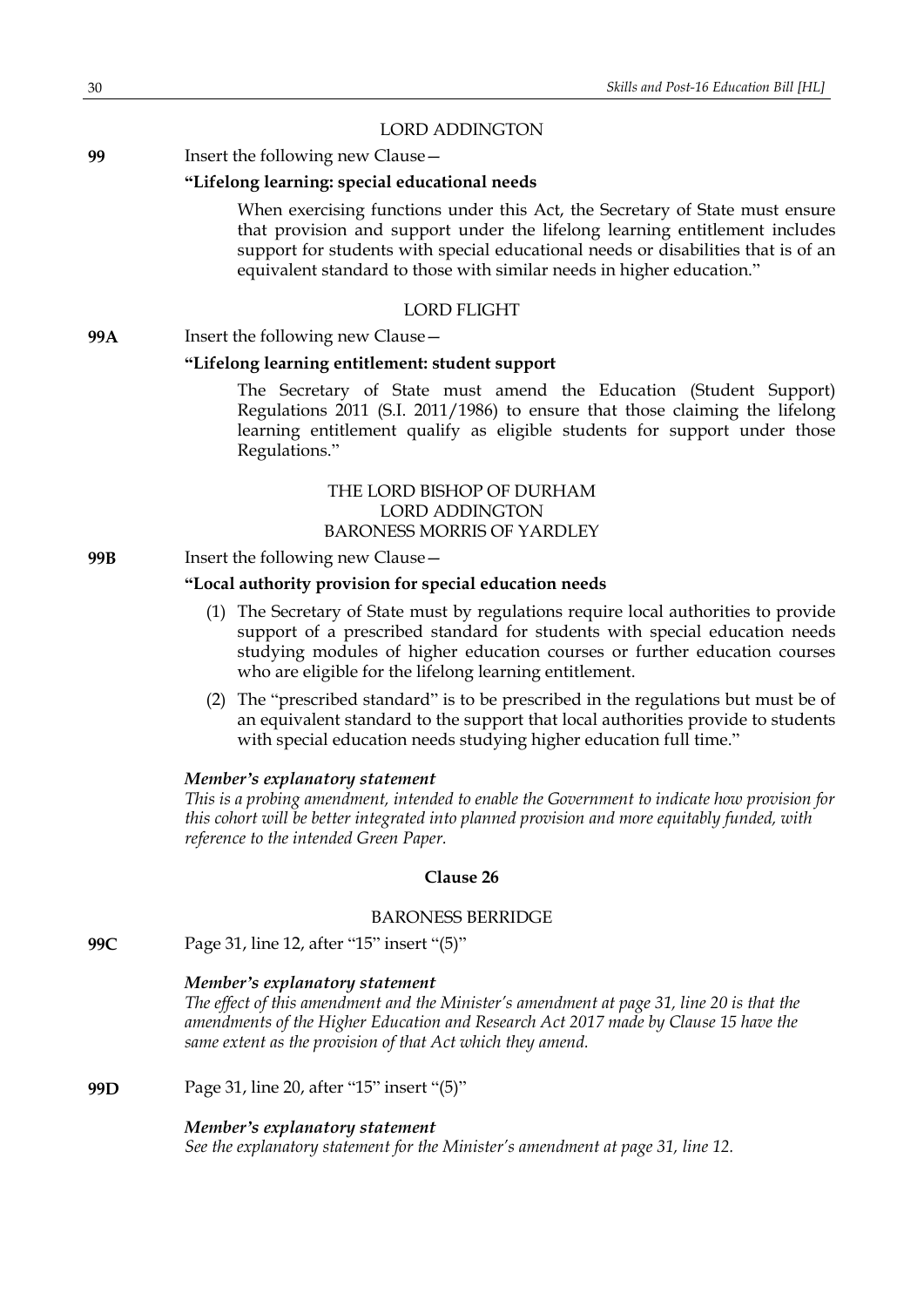LORD ADDINGTON

**99** Insert the following new Clause—

**"Lifelong learning: special educational needs**

When exercising functions under this Act, the Secretary of State must ensure that provision and support under the lifelong learning entitlement includes support for students with special educational needs or disabilities that is of an equivalent standard to those with similar needs in higher education."

LORD FLIGHT

**99A** Insert the following new Clause—

**"Lifelong learning entitlement: student support**

The Secretary of State must amend the Education (Student Support) Regulations 2011 (S.I. 2011/1986) to ensure that those claiming the lifelong learning entitlement qualify as eligible students for support under those Regulations."

THE LORD BISHOP OF DURHAM
LORD ADDINGTON
BARONESS MORRIS OF YARDLEY

**99B** Insert the following new Clause—

**"Local authority provision for special education needs**

(1) The Secretary of State must by regulations require local authorities to provide support of a prescribed standard for students with special education needs studying modules of higher education courses or further education courses who are eligible for the lifelong learning entitlement.

(2) The "prescribed standard" is to be prescribed in the regulations but must be of an equivalent standard to the support that local authorities provide to students with special education needs studying higher education full time."

***Member's explanatory statement***
*This is a probing amendment, intended to enable the Government to indicate how provision for this cohort will be better integrated into planned provision and more equitably funded, with reference to the intended Green Paper.*

**Clause 26**

BARONESS BERRIDGE

**99C** Page 31, line 12, after "15" insert "(5)"

***Member's explanatory statement***
*The effect of this amendment and the Minister's amendment at page 31, line 20 is that the amendments of the Higher Education and Research Act 2017 made by Clause 15 have the same extent as the provision of that Act which they amend.*

**99D** Page 31, line 20, after "15" insert "(5)"

***Member's explanatory statement***
*See the explanatory statement for the Minister's amendment at page 31, line 12.*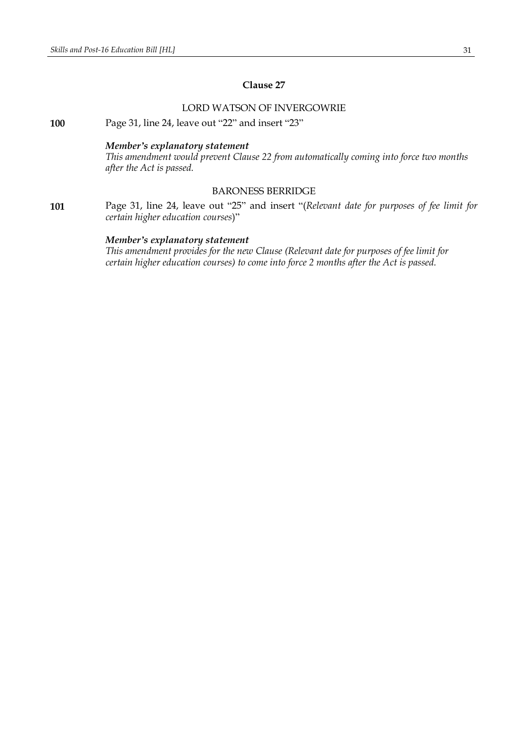## Clause 27

LORD WATSON OF INVERGOWRIE

**100** Page 31, line 24, leave out "22" and insert "23"

***Member's explanatory statement***

*This amendment would prevent Clause 22 from automatically coming into force two months after the Act is passed.*

BARONESS BERRIDGE

**101** Page 31, line 24, leave out "25" and insert "(*Relevant date for purposes of fee limit for certain higher education courses*)"

***Member's explanatory statement***

*This amendment provides for the new Clause (Relevant date for purposes of fee limit for certain higher education courses) to come into force 2 months after the Act is passed.*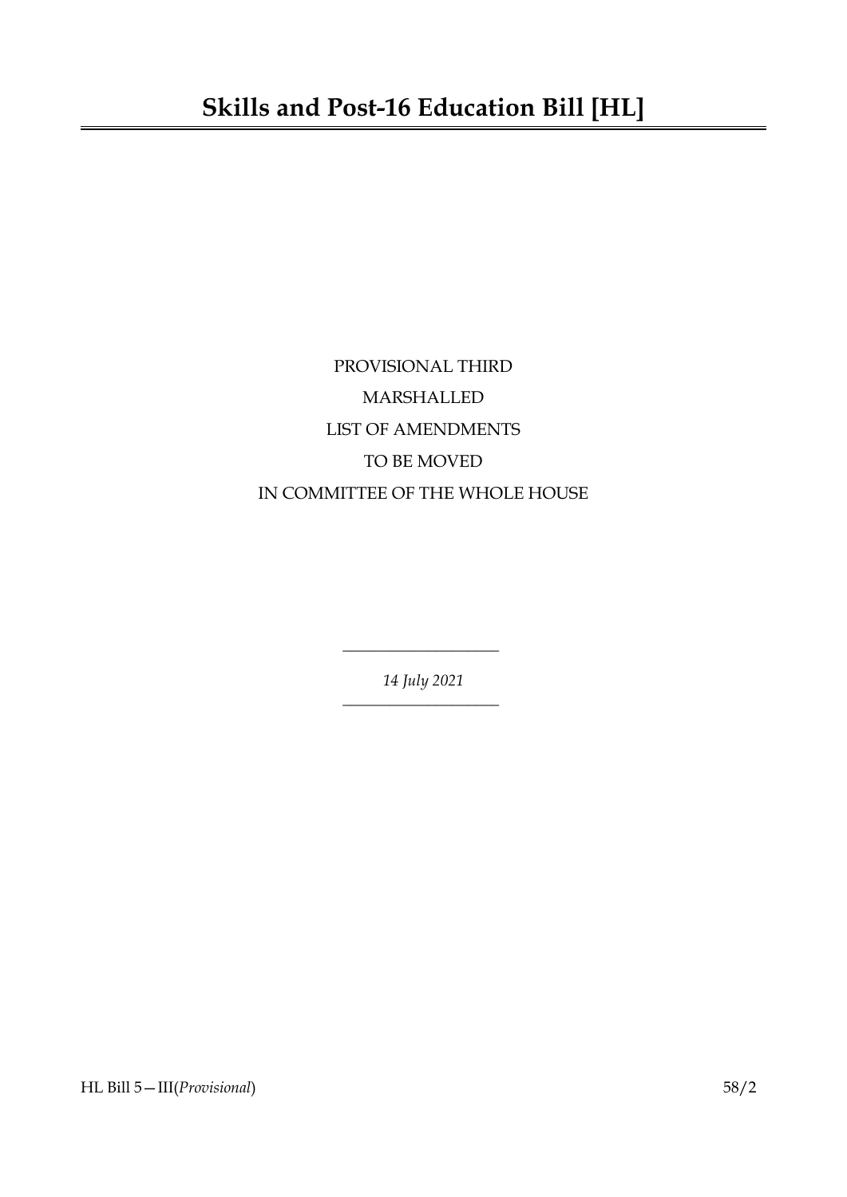# Skills and Post-16 Education Bill [HL]

PROVISIONAL THIRD

MARSHALLED

LIST OF AMENDMENTS

TO BE MOVED

IN COMMITTEE OF THE WHOLE HOUSE

---

*14 July 2021*

---

HL Bill 5—III(*Provisional*)

58/2